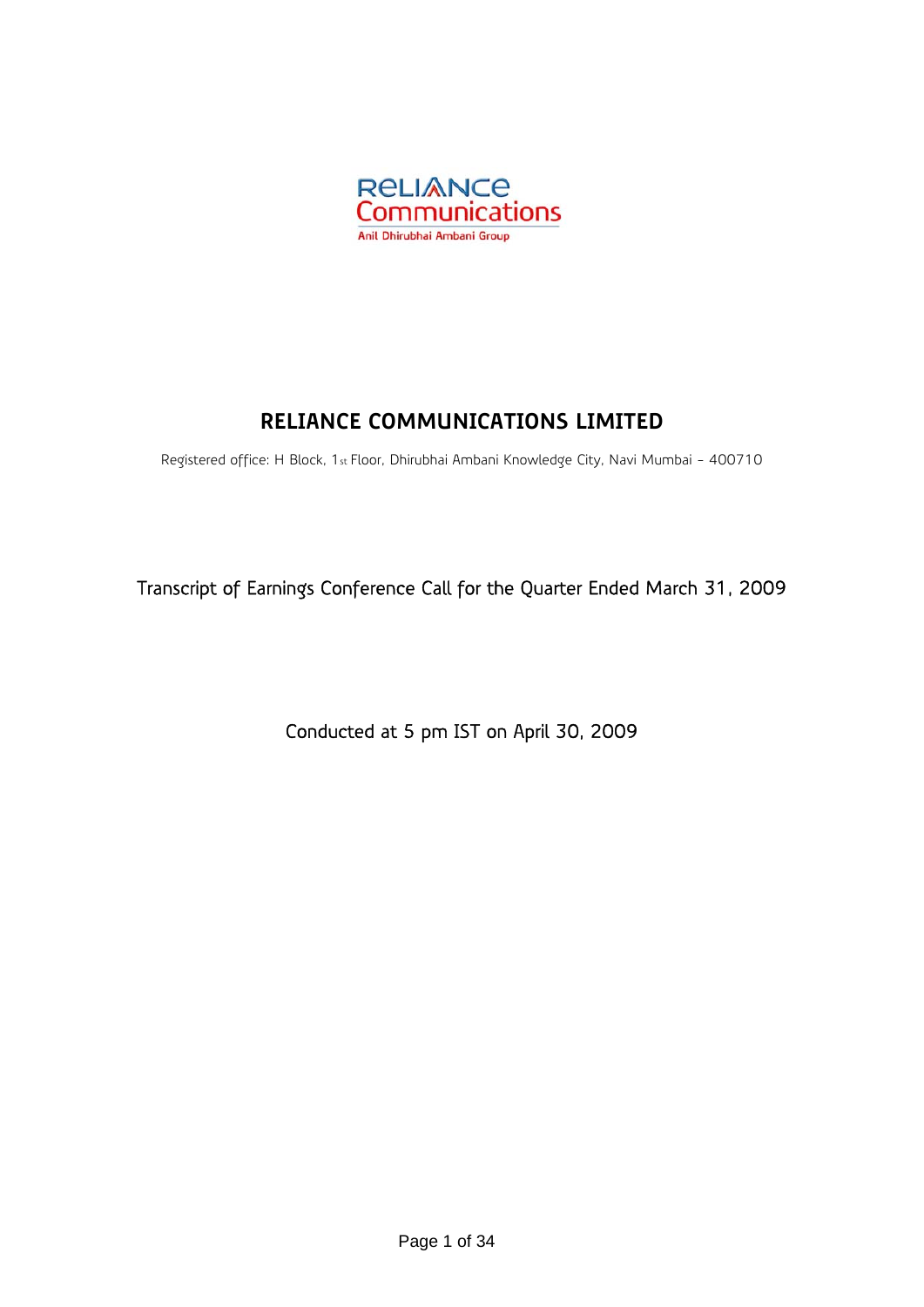# RELIANCE COMMUNICATIONS LIMITED

Registered office: H Block, 1st Floor, Dhirubhai Ambani Knowledge City, Navi Mumbai - 400710

Transcript of Earnings Conference Call for the Quarter Ended March 31, 2009

Conducted at 5 pm IST on April 30, 2009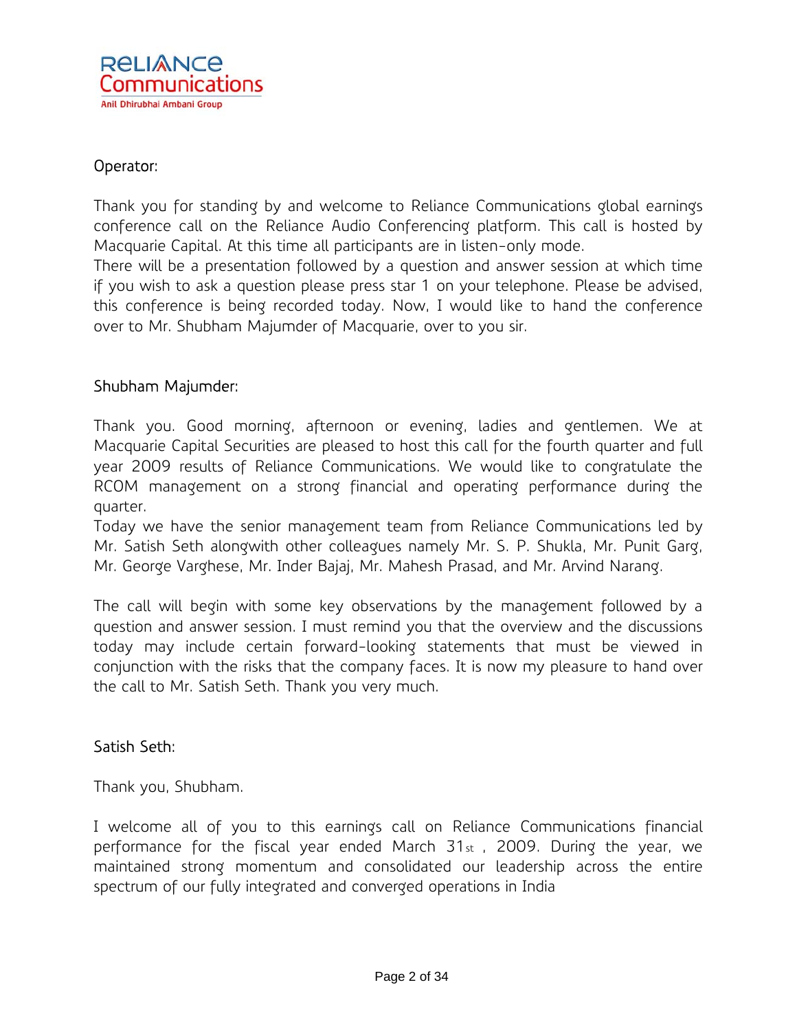Operator:

Thank you for standing by and welcome to Reliance Communications global earnings conference call on the Reliance Audio Conferencing platform. This call is hosted by Macquarie Capital. At this time all participants are in listen-only mode.
There will be a presentation followed by a question and answer session at which time if you wish to ask a question please press star 1 on your telephone. Please be advised, this conference is being recorded today. Now, I would like to hand the conference over to Mr. Shubham Majumder of Macquarie, over to you sir.

Shubham Majumder:

Thank you. Good morning, afternoon or evening, ladies and gentlemen. We at Macquarie Capital Securities are pleased to host this call for the fourth quarter and full year 2009 results of Reliance Communications. We would like to congratulate the RCOM management on a strong financial and operating performance during the quarter.
Today we have the senior management team from Reliance Communications led by Mr. Satish Seth alongwith other colleagues namely Mr. S. P. Shukla, Mr. Punit Garg, Mr. George Varghese, Mr. Inder Bajaj, Mr. Mahesh Prasad, and Mr. Arvind Narang.

The call will begin with some key observations by the management followed by a question and answer session. I must remind you that the overview and the discussions today may include certain forward-looking statements that must be viewed in conjunction with the risks that the company faces. It is now my pleasure to hand over the call to Mr. Satish Seth. Thank you very much.

Satish Seth:

Thank you, Shubham.

I welcome all of you to this earnings call on Reliance Communications financial performance for the fiscal year ended March 31st , 2009. During the year, we maintained strong momentum and consolidated our leadership across the entire spectrum of our fully integrated and converged operations in India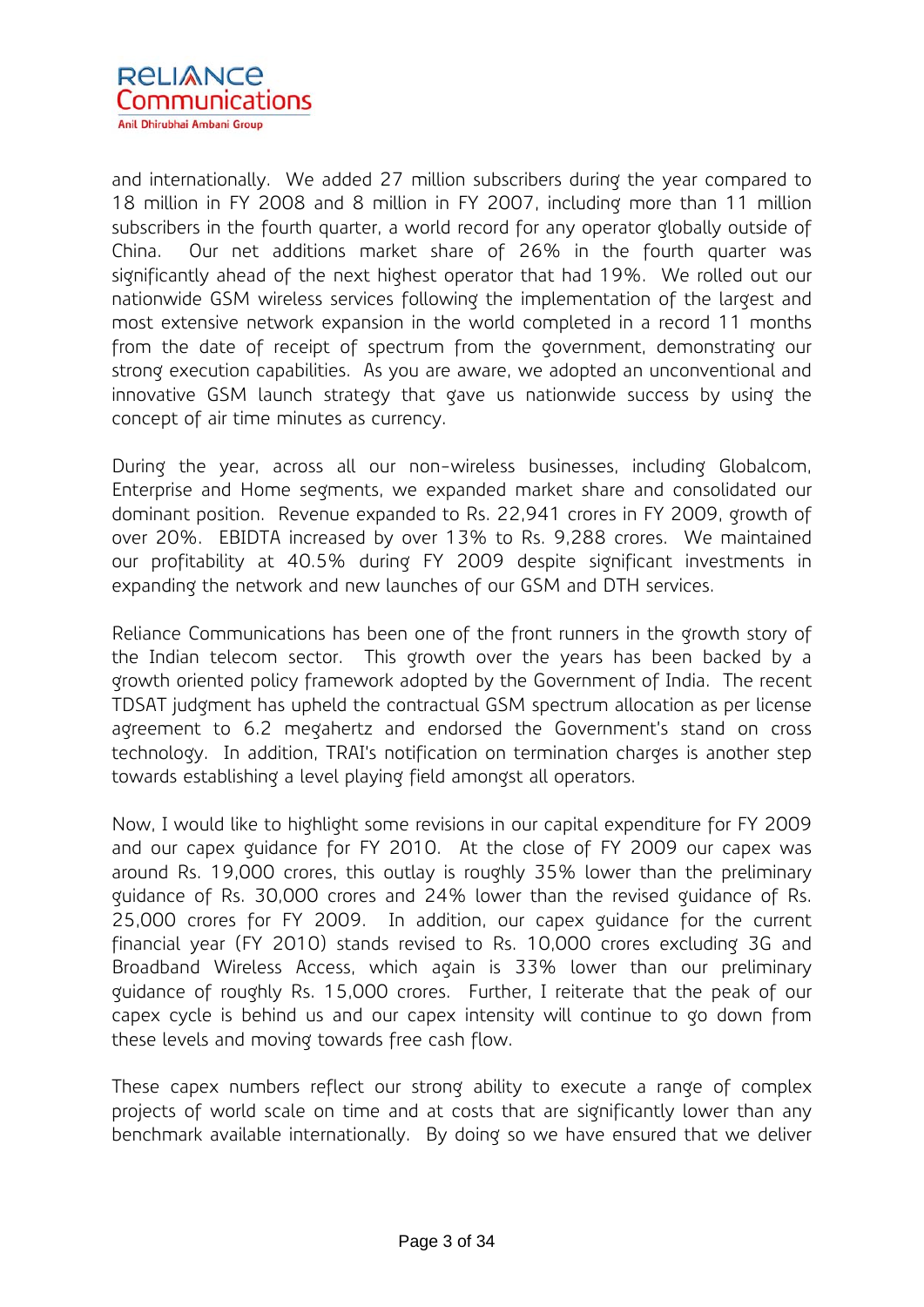and internationally. We added 27 million subscribers during the year compared to 18 million in FY 2008 and 8 million in FY 2007, including more than 11 million subscribers in the fourth quarter, a world record for any operator globally outside of China. Our net additions market share of 26% in the fourth quarter was significantly ahead of the next highest operator that had 19%. We rolled out our nationwide GSM wireless services following the implementation of the largest and most extensive network expansion in the world completed in a record 11 months from the date of receipt of spectrum from the government, demonstrating our strong execution capabilities. As you are aware, we adopted an unconventional and innovative GSM launch strategy that gave us nationwide success by using the concept of air time minutes as currency.

During the year, across all our non-wireless businesses, including Globalcom, Enterprise and Home segments, we expanded market share and consolidated our dominant position. Revenue expanded to Rs. 22,941 crores in FY 2009, growth of over 20%. EBIDTA increased by over 13% to Rs. 9,288 crores. We maintained our profitability at 40.5% during FY 2009 despite significant investments in expanding the network and new launches of our GSM and DTH services.

Reliance Communications has been one of the front runners in the growth story of the Indian telecom sector. This growth over the years has been backed by a growth oriented policy framework adopted by the Government of India. The recent TDSAT judgment has upheld the contractual GSM spectrum allocation as per license agreement to 6.2 megahertz and endorsed the Government's stand on cross technology. In addition, TRAI's notification on termination charges is another step towards establishing a level playing field amongst all operators.

Now, I would like to highlight some revisions in our capital expenditure for FY 2009 and our capex guidance for FY 2010. At the close of FY 2009 our capex was around Rs. 19,000 crores, this outlay is roughly 35% lower than the preliminary guidance of Rs. 30,000 crores and 24% lower than the revised guidance of Rs. 25,000 crores for FY 2009. In addition, our capex guidance for the current financial year (FY 2010) stands revised to Rs. 10,000 crores excluding 3G and Broadband Wireless Access, which again is 33% lower than our preliminary guidance of roughly Rs. 15,000 crores. Further, I reiterate that the peak of our capex cycle is behind us and our capex intensity will continue to go down from these levels and moving towards free cash flow.

These capex numbers reflect our strong ability to execute a range of complex projects of world scale on time and at costs that are significantly lower than any benchmark available internationally. By doing so we have ensured that we deliver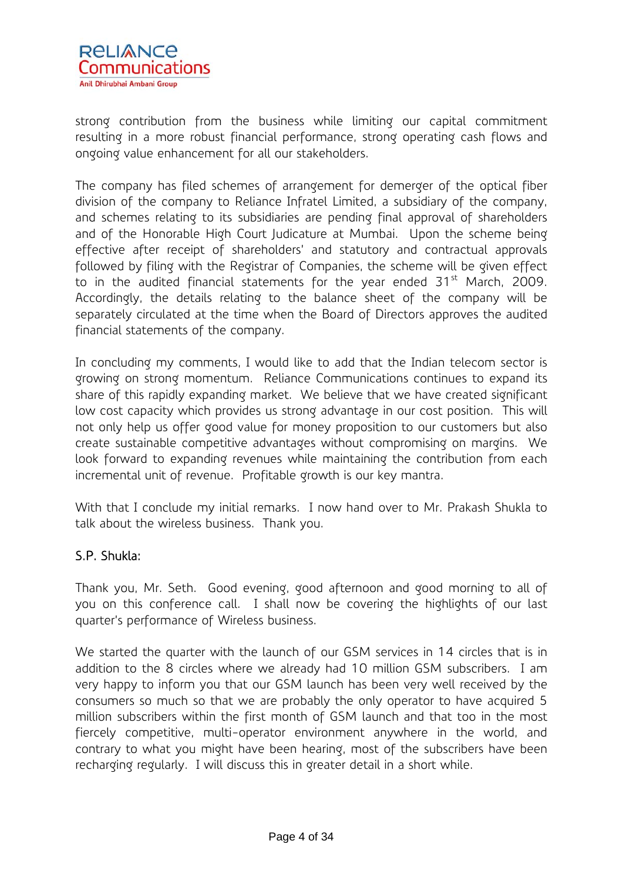strong contribution from the business while limiting our capital commitment resulting in a more robust financial performance, strong operating cash flows and ongoing value enhancement for all our stakeholders.

The company has filed schemes of arrangement for demerger of the optical fiber division of the company to Reliance Infratel Limited, a subsidiary of the company, and schemes relating to its subsidiaries are pending final approval of shareholders and of the Honorable High Court Judicature at Mumbai. Upon the scheme being effective after receipt of shareholders' and statutory and contractual approvals followed by filing with the Registrar of Companies, the scheme will be given effect to in the audited financial statements for the year ended 31st March, 2009. Accordingly, the details relating to the balance sheet of the company will be separately circulated at the time when the Board of Directors approves the audited financial statements of the company.

In concluding my comments, I would like to add that the Indian telecom sector is growing on strong momentum. Reliance Communications continues to expand its share of this rapidly expanding market. We believe that we have created significant low cost capacity which provides us strong advantage in our cost position. This will not only help us offer good value for money proposition to our customers but also create sustainable competitive advantages without compromising on margins. We look forward to expanding revenues while maintaining the contribution from each incremental unit of revenue. Profitable growth is our key mantra.

With that I conclude my initial remarks. I now hand over to Mr. Prakash Shukla to talk about the wireless business. Thank you.

S.P. Shukla:

Thank you, Mr. Seth. Good evening, good afternoon and good morning to all of you on this conference call. I shall now be covering the highlights of our last quarter's performance of Wireless business.

We started the quarter with the launch of our GSM services in 14 circles that is in addition to the 8 circles where we already had 10 million GSM subscribers. I am very happy to inform you that our GSM launch has been very well received by the consumers so much so that we are probably the only operator to have acquired 5 million subscribers within the first month of GSM launch and that too in the most fiercely competitive, multi-operator environment anywhere in the world, and contrary to what you might have been hearing, most of the subscribers have been recharging regularly. I will discuss this in greater detail in a short while.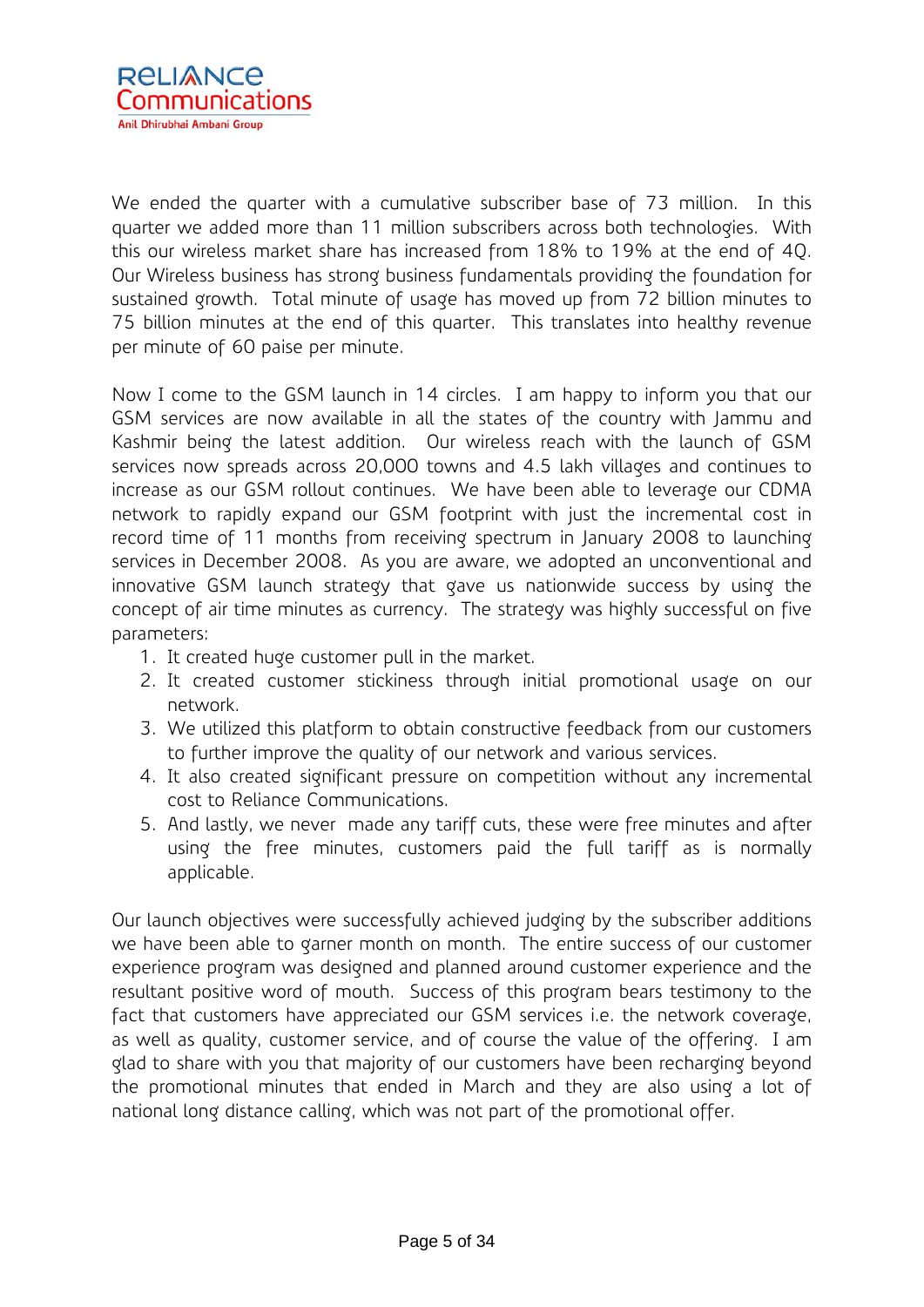We ended the quarter with a cumulative subscriber base of 73 million. In this quarter we added more than 11 million subscribers across both technologies. With this our wireless market share has increased from 18% to 19% at the end of 4Q. Our Wireless business has strong business fundamentals providing the foundation for sustained growth. Total minute of usage has moved up from 72 billion minutes to 75 billion minutes at the end of this quarter. This translates into healthy revenue per minute of 60 paise per minute.

Now I come to the GSM launch in 14 circles. I am happy to inform you that our GSM services are now available in all the states of the country with Jammu and Kashmir being the latest addition. Our wireless reach with the launch of GSM services now spreads across 20,000 towns and 4.5 lakh villages and continues to increase as our GSM rollout continues. We have been able to leverage our CDMA network to rapidly expand our GSM footprint with just the incremental cost in record time of 11 months from receiving spectrum in January 2008 to launching services in December 2008. As you are aware, we adopted an unconventional and innovative GSM launch strategy that gave us nationwide success by using the concept of air time minutes as currency. The strategy was highly successful on five parameters:

1. It created huge customer pull in the market.
2. It created customer stickiness through initial promotional usage on our network.
3. We utilized this platform to obtain constructive feedback from our customers to further improve the quality of our network and various services.
4. It also created significant pressure on competition without any incremental cost to Reliance Communications.
5. And lastly, we never made any tariff cuts, these were free minutes and after using the free minutes, customers paid the full tariff as is normally applicable.

Our launch objectives were successfully achieved judging by the subscriber additions we have been able to garner month on month. The entire success of our customer experience program was designed and planned around customer experience and the resultant positive word of mouth. Success of this program bears testimony to the fact that customers have appreciated our GSM services i.e. the network coverage, as well as quality, customer service, and of course the value of the offering. I am glad to share with you that majority of our customers have been recharging beyond the promotional minutes that ended in March and they are also using a lot of national long distance calling, which was not part of the promotional offer.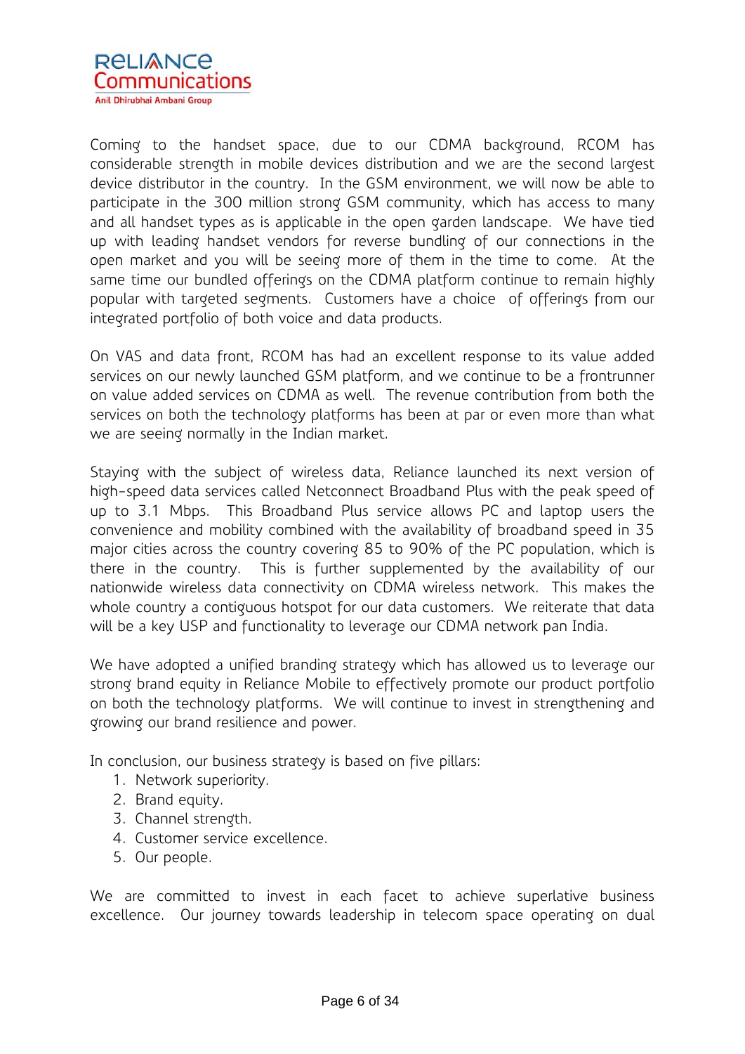Coming to the handset space, due to our CDMA background, RCOM has considerable strength in mobile devices distribution and we are the second largest device distributor in the country. In the GSM environment, we will now be able to participate in the 300 million strong GSM community, which has access to many and all handset types as is applicable in the open garden landscape. We have tied up with leading handset vendors for reverse bundling of our connections in the open market and you will be seeing more of them in the time to come. At the same time our bundled offerings on the CDMA platform continue to remain highly popular with targeted segments. Customers have a choice of offerings from our integrated portfolio of both voice and data products.

On VAS and data front, RCOM has had an excellent response to its value added services on our newly launched GSM platform, and we continue to be a frontrunner on value added services on CDMA as well. The revenue contribution from both the services on both the technology platforms has been at par or even more than what we are seeing normally in the Indian market.

Staying with the subject of wireless data, Reliance launched its next version of high-speed data services called Netconnect Broadband Plus with the peak speed of up to 3.1 Mbps. This Broadband Plus service allows PC and laptop users the convenience and mobility combined with the availability of broadband speed in 35 major cities across the country covering 85 to 90% of the PC population, which is there in the country. This is further supplemented by the availability of our nationwide wireless data connectivity on CDMA wireless network. This makes the whole country a contiguous hotspot for our data customers. We reiterate that data will be a key USP and functionality to leverage our CDMA network pan India.

We have adopted a unified branding strategy which has allowed us to leverage our strong brand equity in Reliance Mobile to effectively promote our product portfolio on both the technology platforms. We will continue to invest in strengthening and growing our brand resilience and power.

In conclusion, our business strategy is based on five pillars:

1. Network superiority.
2. Brand equity.
3. Channel strength.
4. Customer service excellence.
5. Our people.

We are committed to invest in each facet to achieve superlative business excellence. Our journey towards leadership in telecom space operating on dual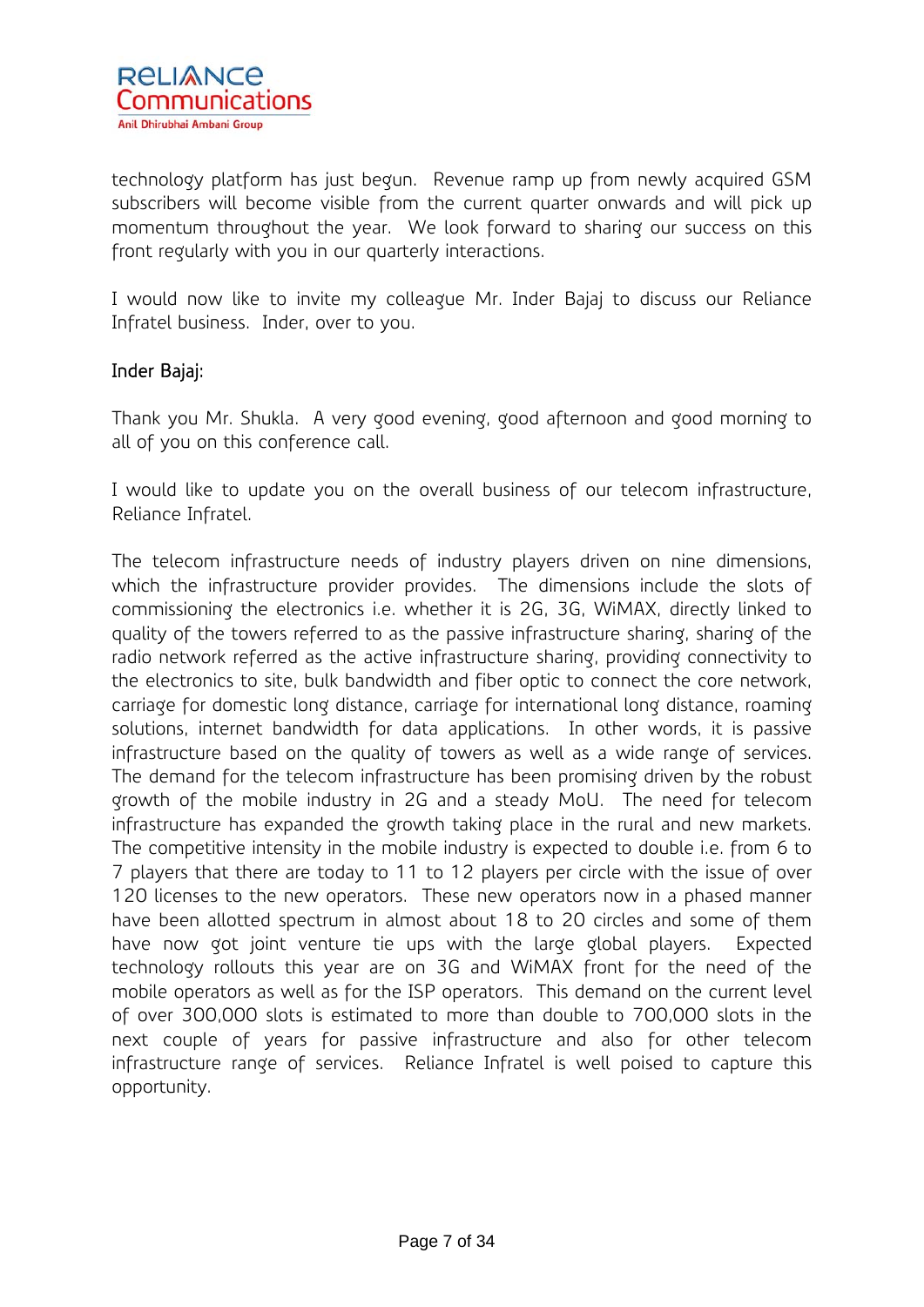technology platform has just begun. Revenue ramp up from newly acquired GSM subscribers will become visible from the current quarter onwards and will pick up momentum throughout the year. We look forward to sharing our success on this front regularly with you in our quarterly interactions.

I would now like to invite my colleague Mr. Inder Bajaj to discuss our Reliance Infratel business. Inder, over to you.

Inder Bajaj:

Thank you Mr. Shukla. A very good evening, good afternoon and good morning to all of you on this conference call.

I would like to update you on the overall business of our telecom infrastructure, Reliance Infratel.

The telecom infrastructure needs of industry players driven on nine dimensions, which the infrastructure provider provides. The dimensions include the slots of commissioning the electronics i.e. whether it is 2G, 3G, WiMAX, directly linked to quality of the towers referred to as the passive infrastructure sharing, sharing of the radio network referred as the active infrastructure sharing, providing connectivity to the electronics to site, bulk bandwidth and fiber optic to connect the core network, carriage for domestic long distance, carriage for international long distance, roaming solutions, internet bandwidth for data applications. In other words, it is passive infrastructure based on the quality of towers as well as a wide range of services. The demand for the telecom infrastructure has been promising driven by the robust growth of the mobile industry in 2G and a steady MoU. The need for telecom infrastructure has expanded the growth taking place in the rural and new markets. The competitive intensity in the mobile industry is expected to double i.e. from 6 to 7 players that there are today to 11 to 12 players per circle with the issue of over 120 licenses to the new operators. These new operators now in a phased manner have been allotted spectrum in almost about 18 to 20 circles and some of them have now got joint venture tie ups with the large global players. Expected technology rollouts this year are on 3G and WiMAX front for the need of the mobile operators as well as for the ISP operators. This demand on the current level of over 300,000 slots is estimated to more than double to 700,000 slots in the next couple of years for passive infrastructure and also for other telecom infrastructure range of services. Reliance Infratel is well poised to capture this opportunity.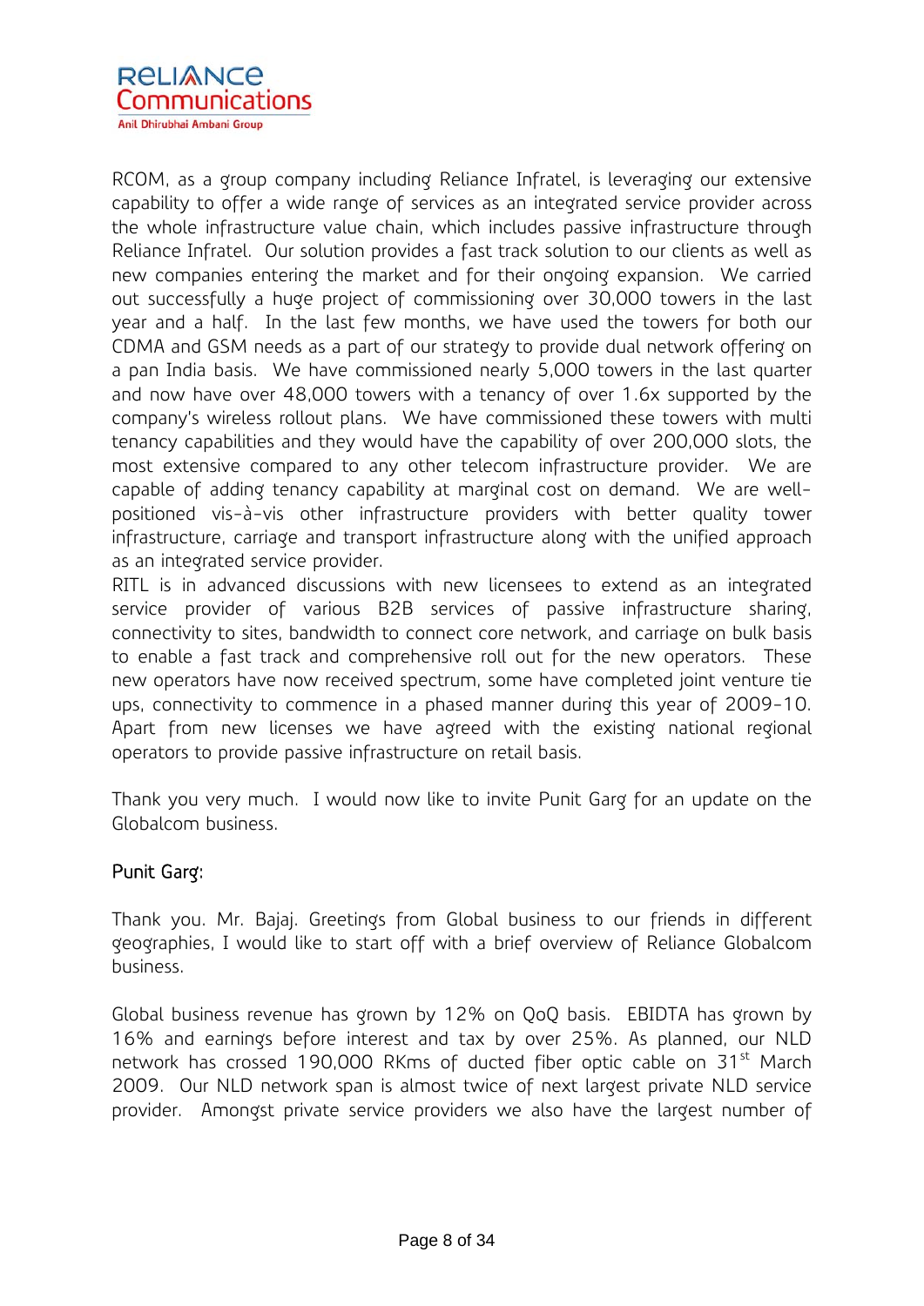RCOM, as a group company including Reliance Infratel, is leveraging our extensive capability to offer a wide range of services as an integrated service provider across the whole infrastructure value chain, which includes passive infrastructure through Reliance Infratel. Our solution provides a fast track solution to our clients as well as new companies entering the market and for their ongoing expansion. We carried out successfully a huge project of commissioning over 30,000 towers in the last year and a half. In the last few months, we have used the towers for both our CDMA and GSM needs as a part of our strategy to provide dual network offering on a pan India basis. We have commissioned nearly 5,000 towers in the last quarter and now have over 48,000 towers with a tenancy of over 1.6x supported by the company's wireless rollout plans. We have commissioned these towers with multi tenancy capabilities and they would have the capability of over 200,000 slots, the most extensive compared to any other telecom infrastructure provider. We are capable of adding tenancy capability at marginal cost on demand. We are well-positioned vis-à-vis other infrastructure providers with better quality tower infrastructure, carriage and transport infrastructure along with the unified approach as an integrated service provider.

RITL is in advanced discussions with new licensees to extend as an integrated service provider of various B2B services of passive infrastructure sharing, connectivity to sites, bandwidth to connect core network, and carriage on bulk basis to enable a fast track and comprehensive roll out for the new operators. These new operators have now received spectrum, some have completed joint venture tie ups, connectivity to commence in a phased manner during this year of 2009-10. Apart from new licenses we have agreed with the existing national regional operators to provide passive infrastructure on retail basis.

Thank you very much. I would now like to invite Punit Garg for an update on the Globalcom business.

**Punit Garg:**

Thank you. Mr. Bajaj. Greetings from Global business to our friends in different geographies, I would like to start off with a brief overview of Reliance Globalcom business.

Global business revenue has grown by 12% on QoQ basis. EBIDTA has grown by 16% and earnings before interest and tax by over 25%. As planned, our NLD network has crossed 190,000 RKms of ducted fiber optic cable on 31st March 2009. Our NLD network span is almost twice of next largest private NLD service provider. Amongst private service providers we also have the largest number of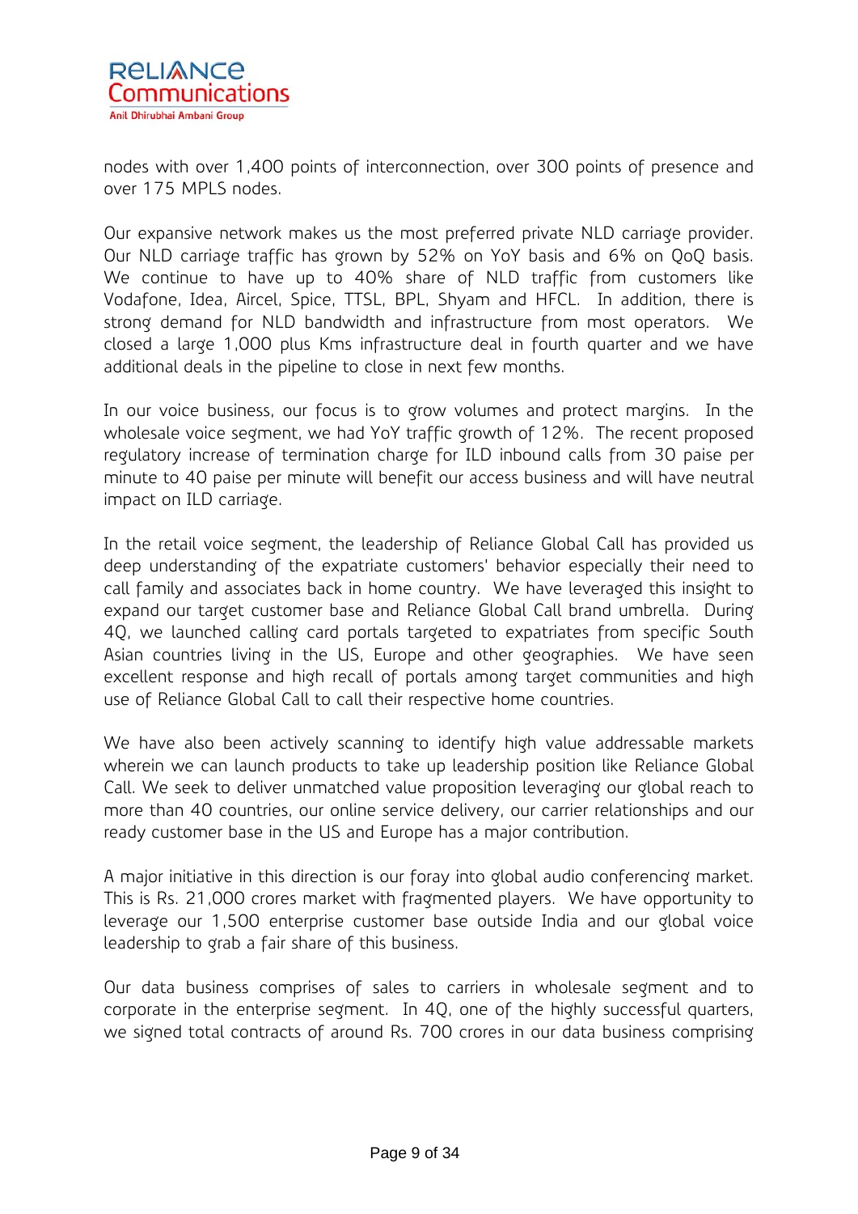nodes with over 1,400 points of interconnection, over 300 points of presence and over 175 MPLS nodes.

Our expansive network makes us the most preferred private NLD carriage provider. Our NLD carriage traffic has grown by 52% on YoY basis and 6% on QoQ basis. We continue to have up to 40% share of NLD traffic from customers like Vodafone, Idea, Aircel, Spice, TTSL, BPL, Shyam and HFCL. In addition, there is strong demand for NLD bandwidth and infrastructure from most operators. We closed a large 1,000 plus Kms infrastructure deal in fourth quarter and we have additional deals in the pipeline to close in next few months.

In our voice business, our focus is to grow volumes and protect margins. In the wholesale voice segment, we had YoY traffic growth of 12%. The recent proposed regulatory increase of termination charge for ILD inbound calls from 30 paise per minute to 40 paise per minute will benefit our access business and will have neutral impact on ILD carriage.

In the retail voice segment, the leadership of Reliance Global Call has provided us deep understanding of the expatriate customers' behavior especially their need to call family and associates back in home country. We have leveraged this insight to expand our target customer base and Reliance Global Call brand umbrella. During 4Q, we launched calling card portals targeted to expatriates from specific South Asian countries living in the US, Europe and other geographies. We have seen excellent response and high recall of portals among target communities and high use of Reliance Global Call to call their respective home countries.

We have also been actively scanning to identify high value addressable markets wherein we can launch products to take up leadership position like Reliance Global Call. We seek to deliver unmatched value proposition leveraging our global reach to more than 40 countries, our online service delivery, our carrier relationships and our ready customer base in the US and Europe has a major contribution.

A major initiative in this direction is our foray into global audio conferencing market. This is Rs. 21,000 crores market with fragmented players. We have opportunity to leverage our 1,500 enterprise customer base outside India and our global voice leadership to grab a fair share of this business.

Our data business comprises of sales to carriers in wholesale segment and to corporate in the enterprise segment. In 4Q, one of the highly successful quarters, we signed total contracts of around Rs. 700 crores in our data business comprising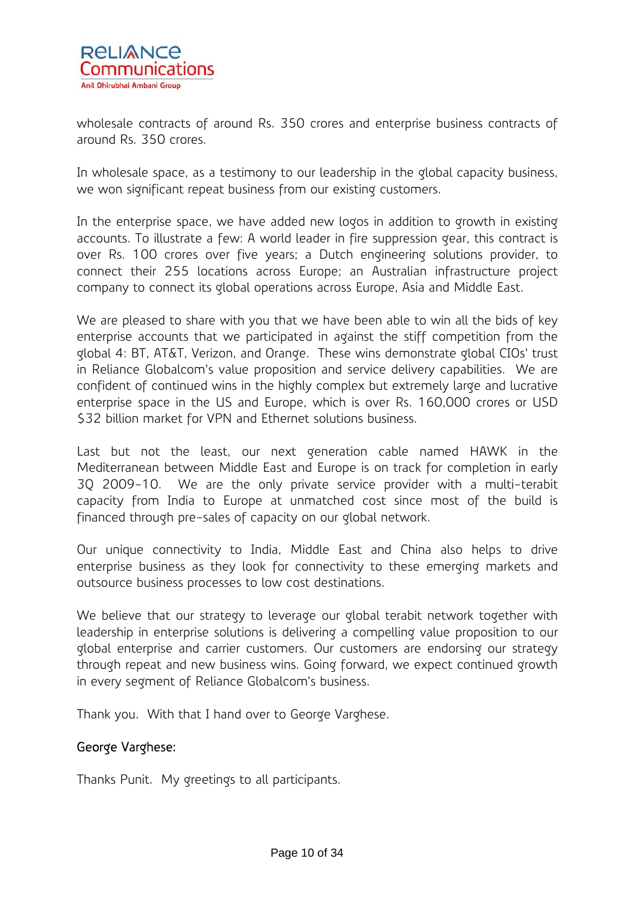wholesale contracts of around Rs. 350 crores and enterprise business contracts of around Rs. 350 crores.

In wholesale space, as a testimony to our leadership in the global capacity business, we won significant repeat business from our existing customers.

In the enterprise space, we have added new logos in addition to growth in existing accounts. To illustrate a few: A world leader in fire suppression gear, this contract is over Rs. 100 crores over five years; a Dutch engineering solutions provider, to connect their 255 locations across Europe; an Australian infrastructure project company to connect its global operations across Europe, Asia and Middle East.

We are pleased to share with you that we have been able to win all the bids of key enterprise accounts that we participated in against the stiff competition from the global 4: BT, AT&T, Verizon, and Orange. These wins demonstrate global CIOs' trust in Reliance Globalcom's value proposition and service delivery capabilities. We are confident of continued wins in the highly complex but extremely large and lucrative enterprise space in the US and Europe, which is over Rs. 160,000 crores or USD $32 billion market for VPN and Ethernet solutions business.

Last but not the least, our next generation cable named HAWK in the Mediterranean between Middle East and Europe is on track for completion in early 3Q 2009-10. We are the only private service provider with a multi-terabit capacity from India to Europe at unmatched cost since most of the build is financed through pre-sales of capacity on our global network.

Our unique connectivity to India, Middle East and China also helps to drive enterprise business as they look for connectivity to these emerging markets and outsource business processes to low cost destinations.

We believe that our strategy to leverage our global terabit network together with leadership in enterprise solutions is delivering a compelling value proposition to our global enterprise and carrier customers. Our customers are endorsing our strategy through repeat and new business wins. Going forward, we expect continued growth in every segment of Reliance Globalcom's business.

Thank you. With that I hand over to George Varghese.

George Varghese:

Thanks Punit. My greetings to all participants.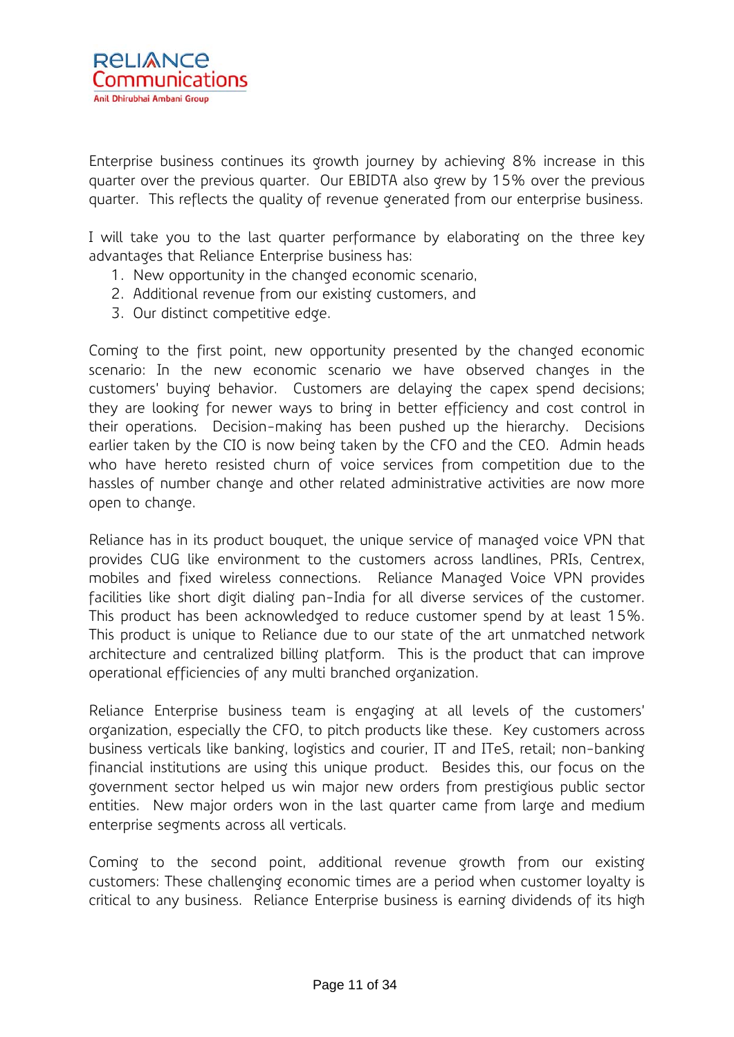Enterprise business continues its growth journey by achieving 8% increase in this quarter over the previous quarter. Our EBIDTA also grew by 15% over the previous quarter. This reflects the quality of revenue generated from our enterprise business.

I will take you to the last quarter performance by elaborating on the three key advantages that Reliance Enterprise business has:

1. New opportunity in the changed economic scenario,
2. Additional revenue from our existing customers, and
3. Our distinct competitive edge.

Coming to the first point, new opportunity presented by the changed economic scenario: In the new economic scenario we have observed changes in the customers' buying behavior. Customers are delaying the capex spend decisions; they are looking for newer ways to bring in better efficiency and cost control in their operations. Decision-making has been pushed up the hierarchy. Decisions earlier taken by the CIO is now being taken by the CFO and the CEO. Admin heads who have hereto resisted churn of voice services from competition due to the hassles of number change and other related administrative activities are now more open to change.

Reliance has in its product bouquet, the unique service of managed voice VPN that provides CUG like environment to the customers across landlines, PRIs, Centrex, mobiles and fixed wireless connections. Reliance Managed Voice VPN provides facilities like short digit dialing pan-India for all diverse services of the customer. This product has been acknowledged to reduce customer spend by at least 15%. This product is unique to Reliance due to our state of the art unmatched network architecture and centralized billing platform. This is the product that can improve operational efficiencies of any multi branched organization.

Reliance Enterprise business team is engaging at all levels of the customers' organization, especially the CFO, to pitch products like these. Key customers across business verticals like banking, logistics and courier, IT and ITeS, retail; non-banking financial institutions are using this unique product. Besides this, our focus on the government sector helped us win major new orders from prestigious public sector entities. New major orders won in the last quarter came from large and medium enterprise segments across all verticals.

Coming to the second point, additional revenue growth from our existing customers: These challenging economic times are a period when customer loyalty is critical to any business. Reliance Enterprise business is earning dividends of its high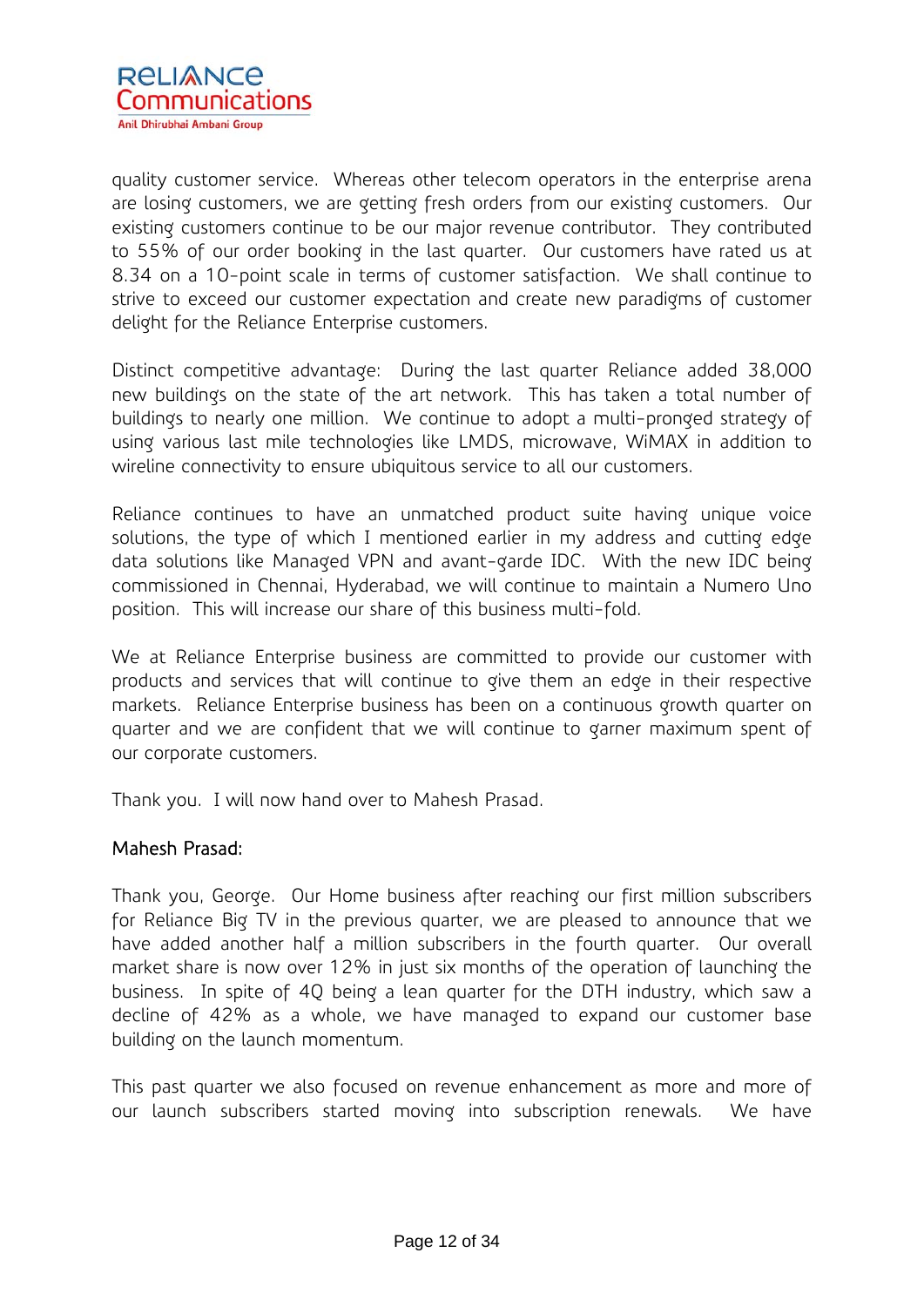quality customer service. Whereas other telecom operators in the enterprise arena are losing customers, we are getting fresh orders from our existing customers. Our existing customers continue to be our major revenue contributor. They contributed to 55% of our order booking in the last quarter. Our customers have rated us at 8.34 on a 10-point scale in terms of customer satisfaction. We shall continue to strive to exceed our customer expectation and create new paradigms of customer delight for the Reliance Enterprise customers.

Distinct competitive advantage: During the last quarter Reliance added 38,000 new buildings on the state of the art network. This has taken a total number of buildings to nearly one million. We continue to adopt a multi-pronged strategy of using various last mile technologies like LMDS, microwave, WiMAX in addition to wireline connectivity to ensure ubiquitous service to all our customers.

Reliance continues to have an unmatched product suite having unique voice solutions, the type of which I mentioned earlier in my address and cutting edge data solutions like Managed VPN and avant-garde IDC. With the new IDC being commissioned in Chennai, Hyderabad, we will continue to maintain a Numero Uno position. This will increase our share of this business multi-fold.

We at Reliance Enterprise business are committed to provide our customer with products and services that will continue to give them an edge in their respective markets. Reliance Enterprise business has been on a continuous growth quarter on quarter and we are confident that we will continue to garner maximum spent of our corporate customers.

Thank you. I will now hand over to Mahesh Prasad.

**Mahesh Prasad:**

Thank you, George. Our Home business after reaching our first million subscribers for Reliance Big TV in the previous quarter, we are pleased to announce that we have added another half a million subscribers in the fourth quarter. Our overall market share is now over 12% in just six months of the operation of launching the business. In spite of 4Q being a lean quarter for the DTH industry, which saw a decline of 42% as a whole, we have managed to expand our customer base building on the launch momentum.

This past quarter we also focused on revenue enhancement as more and more of our launch subscribers started moving into subscription renewals. We have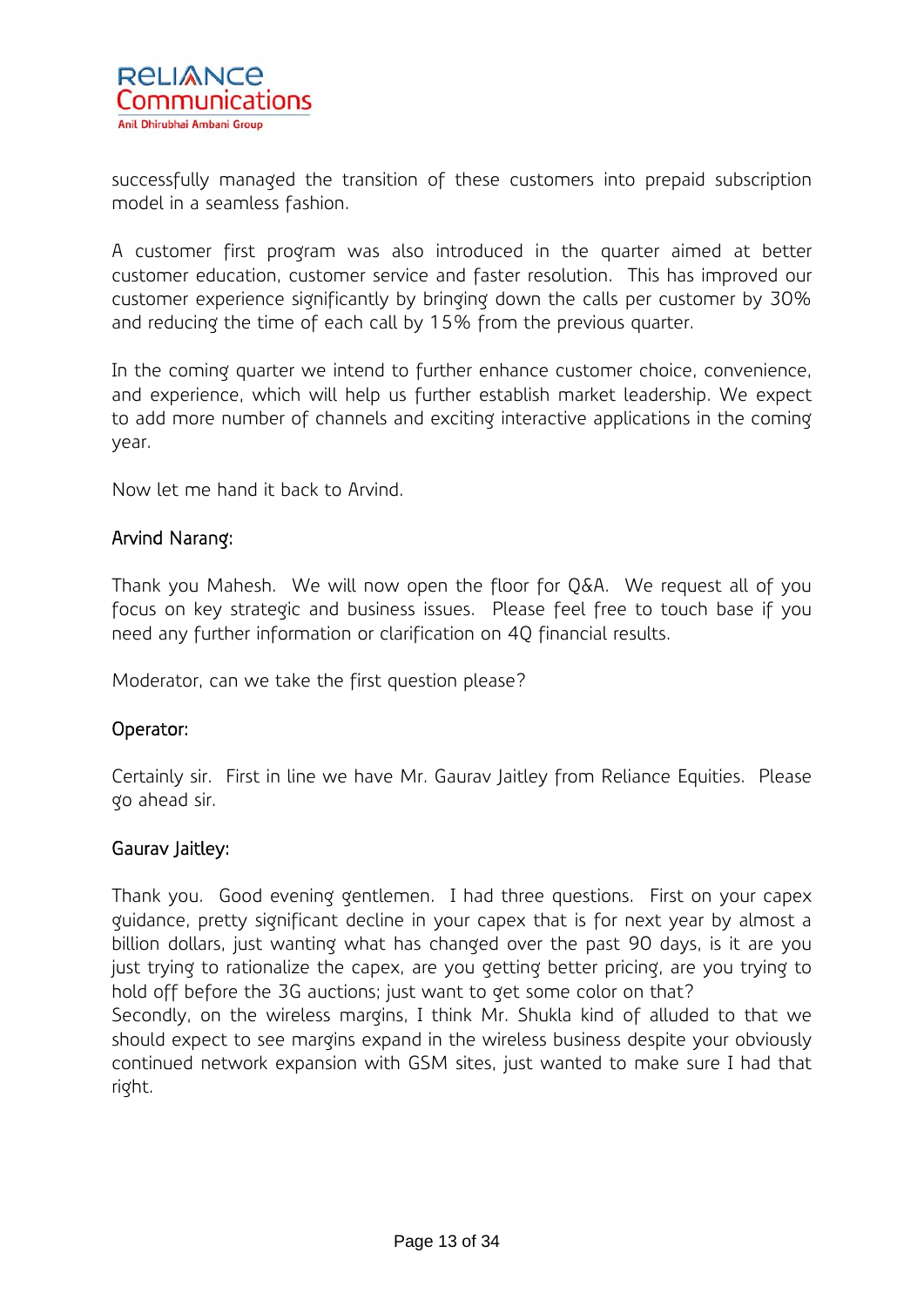successfully managed the transition of these customers into prepaid subscription model in a seamless fashion.

A customer first program was also introduced in the quarter aimed at better customer education, customer service and faster resolution. This has improved our customer experience significantly by bringing down the calls per customer by 30% and reducing the time of each call by 15% from the previous quarter.

In the coming quarter we intend to further enhance customer choice, convenience, and experience, which will help us further establish market leadership. We expect to add more number of channels and exciting interactive applications in the coming year.

Now let me hand it back to Arvind.

**Arvind Narang:**

Thank you Mahesh. We will now open the floor for Q&A. We request all of you focus on key strategic and business issues. Please feel free to touch base if you need any further information or clarification on 4Q financial results.

Moderator, can we take the first question please?

**Operator:**

Certainly sir. First in line we have Mr. Gaurav Jaitley from Reliance Equities. Please go ahead sir.

**Gaurav Jaitley:**

Thank you. Good evening gentlemen. I had three questions. First on your capex guidance, pretty significant decline in your capex that is for next year by almost a billion dollars, just wanting what has changed over the past 90 days, is it are you just trying to rationalize the capex, are you getting better pricing, are you trying to hold off before the 3G auctions; just want to get some color on that?
Secondly, on the wireless margins, I think Mr. Shukla kind of alluded to that we should expect to see margins expand in the wireless business despite your obviously continued network expansion with GSM sites, just wanted to make sure I had that right.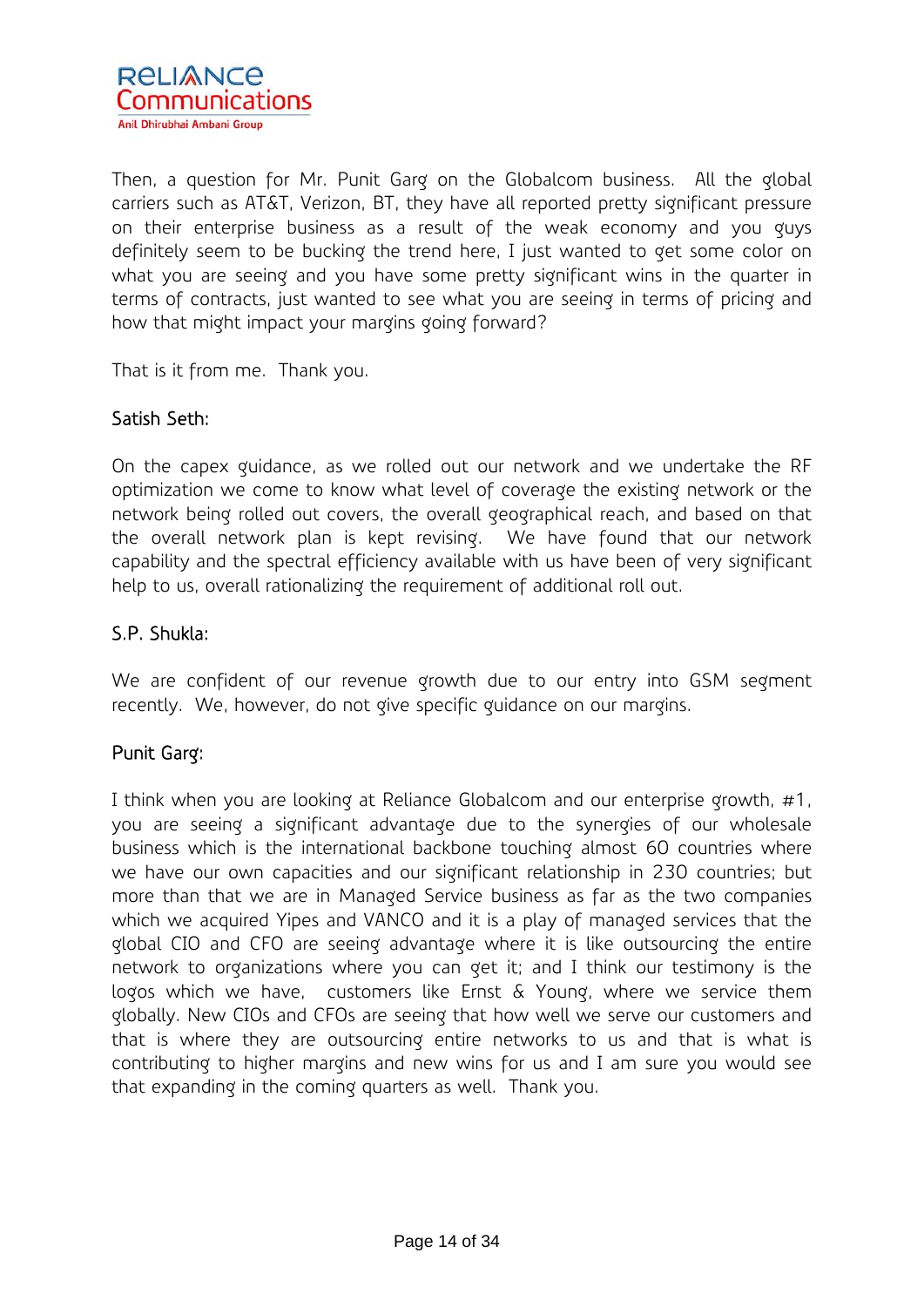Then, a question for Mr. Punit Garg on the Globalcom business. All the global carriers such as AT&T, Verizon, BT, they have all reported pretty significant pressure on their enterprise business as a result of the weak economy and you guys definitely seem to be bucking the trend here, I just wanted to get some color on what you are seeing and you have some pretty significant wins in the quarter in terms of contracts, just wanted to see what you are seeing in terms of pricing and how that might impact your margins going forward?

That is it from me. Thank you.

Satish Seth:

On the capex guidance, as we rolled out our network and we undertake the RF optimization we come to know what level of coverage the existing network or the network being rolled out covers, the overall geographical reach, and based on that the overall network plan is kept revising. We have found that our network capability and the spectral efficiency available with us have been of very significant help to us, overall rationalizing the requirement of additional roll out.

S.P. Shukla:

We are confident of our revenue growth due to our entry into GSM segment recently. We, however, do not give specific guidance on our margins.

Punit Garg:

I think when you are looking at Reliance Globalcom and our enterprise growth, #1, you are seeing a significant advantage due to the synergies of our wholesale business which is the international backbone touching almost 60 countries where we have our own capacities and our significant relationship in 230 countries; but more than that we are in Managed Service business as far as the two companies which we acquired Yipes and VANCO and it is a play of managed services that the global CIO and CFO are seeing advantage where it is like outsourcing the entire network to organizations where you can get it; and I think our testimony is the logos which we have, customers like Ernst & Young, where we service them globally. New CIOs and CFOs are seeing that how well we serve our customers and that is where they are outsourcing entire networks to us and that is what is contributing to higher margins and new wins for us and I am sure you would see that expanding in the coming quarters as well. Thank you.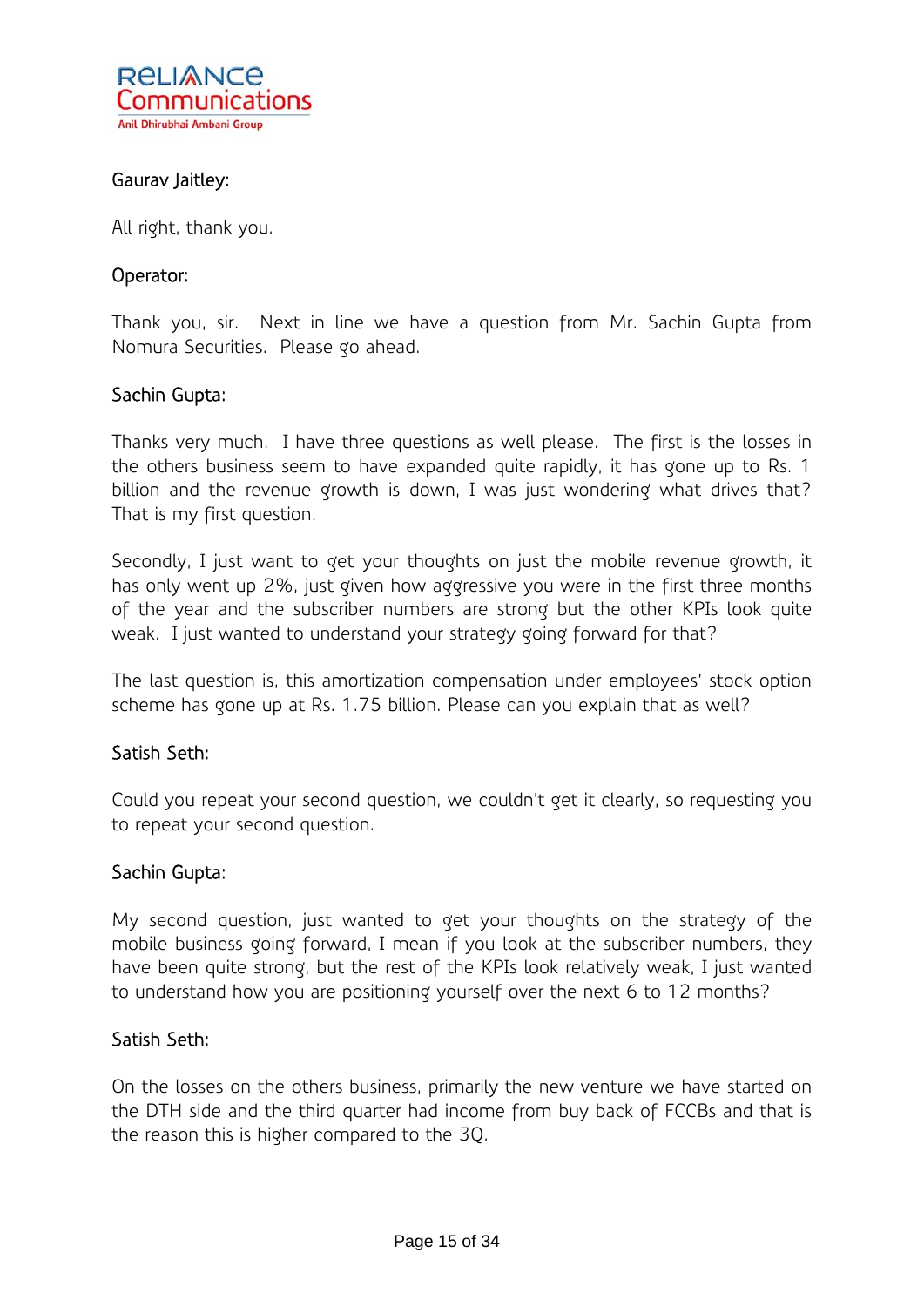Gaurav Jaitley:

All right, thank you.

Operator:

Thank you, sir. Next in line we have a question from Mr. Sachin Gupta from Nomura Securities. Please go ahead.

Sachin Gupta:

Thanks very much. I have three questions as well please. The first is the losses in the others business seem to have expanded quite rapidly, it has gone up to Rs. 1 billion and the revenue growth is down, I was just wondering what drives that? That is my first question.

Secondly, I just want to get your thoughts on just the mobile revenue growth, it has only went up 2%, just given how aggressive you were in the first three months of the year and the subscriber numbers are strong but the other KPIs look quite weak. I just wanted to understand your strategy going forward for that?

The last question is, this amortization compensation under employees' stock option scheme has gone up at Rs. 1.75 billion. Please can you explain that as well?

Satish Seth:

Could you repeat your second question, we couldn't get it clearly, so requesting you to repeat your second question.

Sachin Gupta:

My second question, just wanted to get your thoughts on the strategy of the mobile business going forward, I mean if you look at the subscriber numbers, they have been quite strong, but the rest of the KPIs look relatively weak, I just wanted to understand how you are positioning yourself over the next 6 to 12 months?

Satish Seth:

On the losses on the others business, primarily the new venture we have started on the DTH side and the third quarter had income from buy back of FCCBs and that is the reason this is higher compared to the 3Q.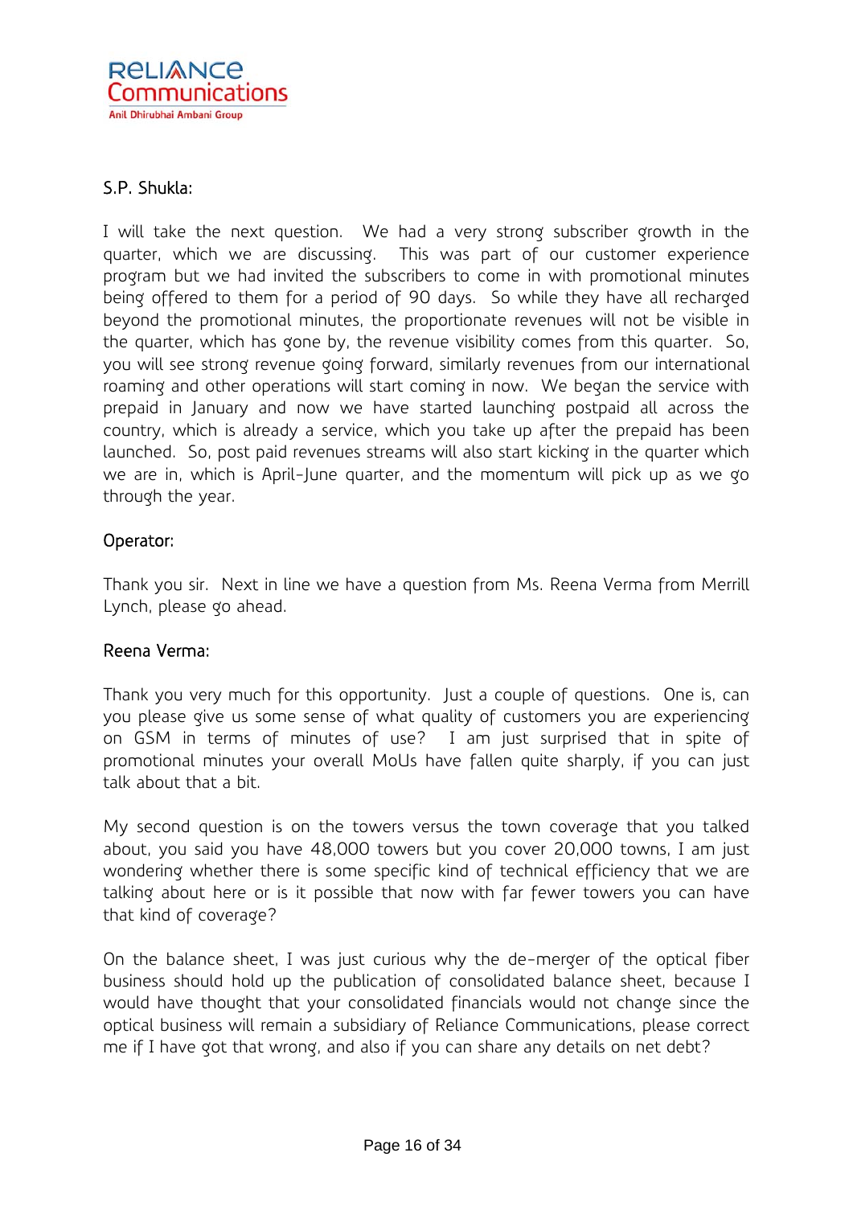S.P. Shukla:

I will take the next question. We had a very strong subscriber growth in the quarter, which we are discussing. This was part of our customer experience program but we had invited the subscribers to come in with promotional minutes being offered to them for a period of 90 days. So while they have all recharged beyond the promotional minutes, the proportionate revenues will not be visible in the quarter, which has gone by, the revenue visibility comes from this quarter. So, you will see strong revenue going forward, similarly revenues from our international roaming and other operations will start coming in now. We began the service with prepaid in January and now we have started launching postpaid all across the country, which is already a service, which you take up after the prepaid has been launched. So, post paid revenues streams will also start kicking in the quarter which we are in, which is April-June quarter, and the momentum will pick up as we go through the year.

Operator:

Thank you sir. Next in line we have a question from Ms. Reena Verma from Merrill Lynch, please go ahead.

Reena Verma:

Thank you very much for this opportunity. Just a couple of questions. One is, can you please give us some sense of what quality of customers you are experiencing on GSM in terms of minutes of use? I am just surprised that in spite of promotional minutes your overall MoUs have fallen quite sharply, if you can just talk about that a bit.

My second question is on the towers versus the town coverage that you talked about, you said you have 48,000 towers but you cover 20,000 towns, I am just wondering whether there is some specific kind of technical efficiency that we are talking about here or is it possible that now with far fewer towers you can have that kind of coverage?

On the balance sheet, I was just curious why the de-merger of the optical fiber business should hold up the publication of consolidated balance sheet, because I would have thought that your consolidated financials would not change since the optical business will remain a subsidiary of Reliance Communications, please correct me if I have got that wrong, and also if you can share any details on net debt?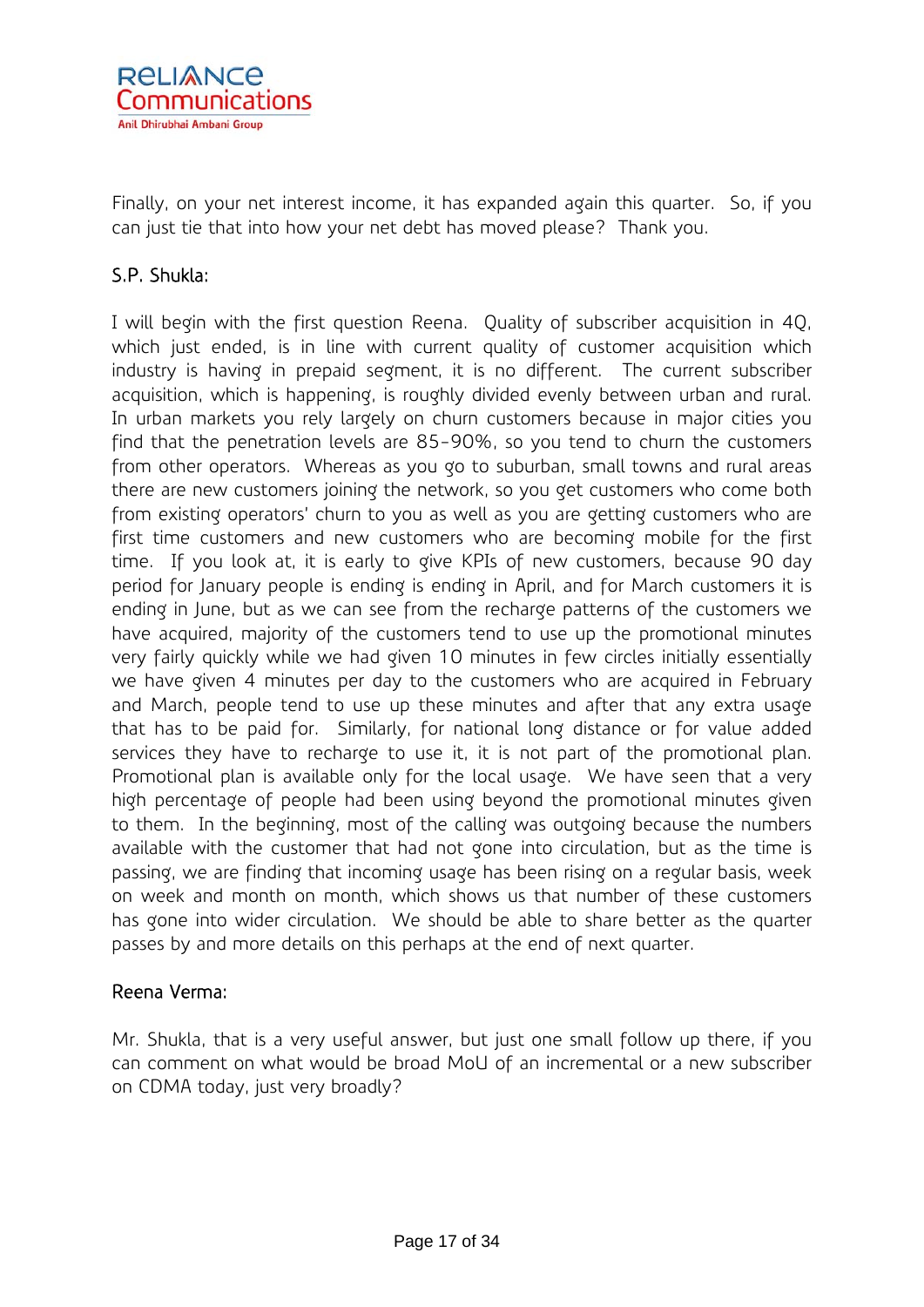Finally, on your net interest income, it has expanded again this quarter. So, if you can just tie that into how your net debt has moved please? Thank you.

**S.P. Shukla:**

I will begin with the first question Reena. Quality of subscriber acquisition in 4Q, which just ended, is in line with current quality of customer acquisition which industry is having in prepaid segment, it is no different. The current subscriber acquisition, which is happening, is roughly divided evenly between urban and rural. In urban markets you rely largely on churn customers because in major cities you find that the penetration levels are 85-90%, so you tend to churn the customers from other operators. Whereas as you go to suburban, small towns and rural areas there are new customers joining the network, so you get customers who come both from existing operators' churn to you as well as you are getting customers who are first time customers and new customers who are becoming mobile for the first time. If you look at, it is early to give KPIs of new customers, because 90 day period for January people is ending is ending in April, and for March customers it is ending in June, but as we can see from the recharge patterns of the customers we have acquired, majority of the customers tend to use up the promotional minutes very fairly quickly while we had given 10 minutes in few circles initially essentially we have given 4 minutes per day to the customers who are acquired in February and March, people tend to use up these minutes and after that any extra usage that has to be paid for. Similarly, for national long distance or for value added services they have to recharge to use it, it is not part of the promotional plan. Promotional plan is available only for the local usage. We have seen that a very high percentage of people had been using beyond the promotional minutes given to them. In the beginning, most of the calling was outgoing because the numbers available with the customer that had not gone into circulation, but as the time is passing, we are finding that incoming usage has been rising on a regular basis, week on week and month on month, which shows us that number of these customers has gone into wider circulation. We should be able to share better as the quarter passes by and more details on this perhaps at the end of next quarter.

**Reena Verma:**

Mr. Shukla, that is a very useful answer, but just one small follow up there, if you can comment on what would be broad MoU of an incremental or a new subscriber on CDMA today, just very broadly?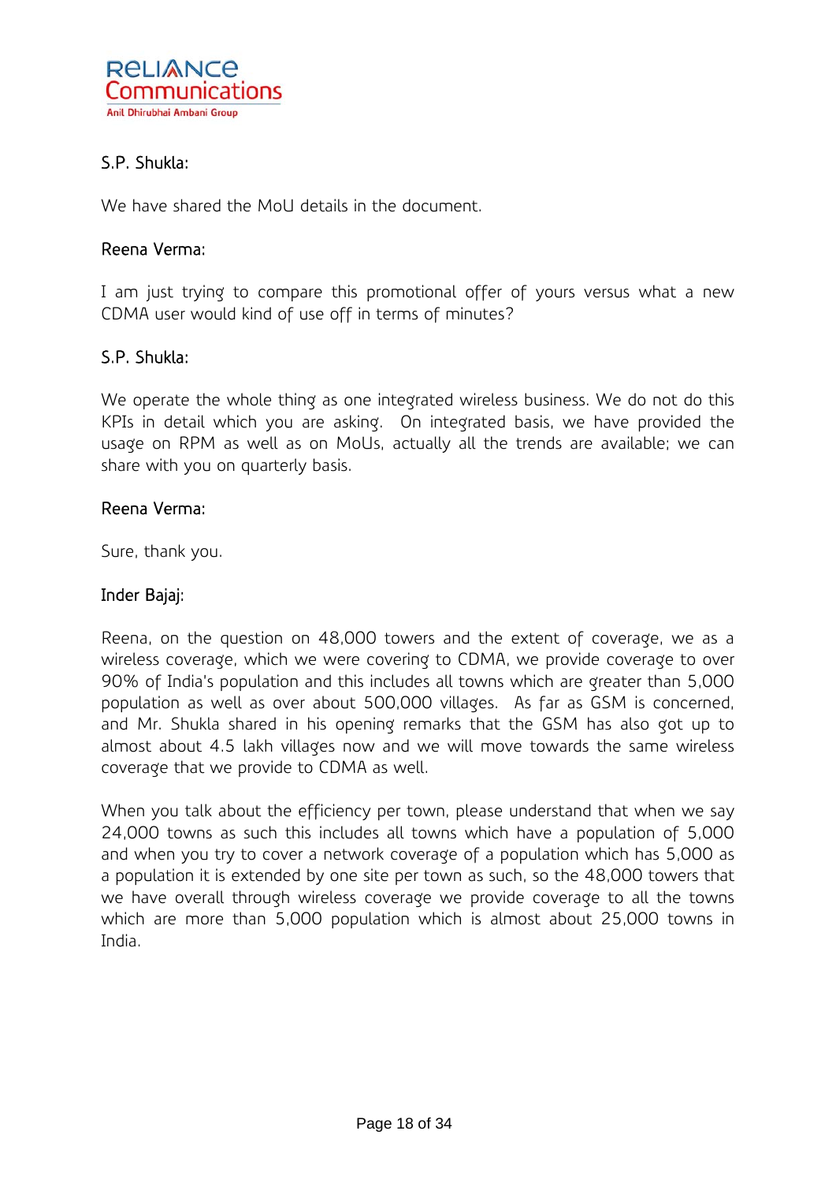S.P. Shukla:

We have shared the MoU details in the document.

Reena Verma:

I am just trying to compare this promotional offer of yours versus what a new CDMA user would kind of use off in terms of minutes?

S.P. Shukla:

We operate the whole thing as one integrated wireless business. We do not do this KPIs in detail which you are asking. On integrated basis, we have provided the usage on RPM as well as on MoUs, actually all the trends are available; we can share with you on quarterly basis.

Reena Verma:

Sure, thank you.

Inder Bajaj:

Reena, on the question on 48,000 towers and the extent of coverage, we as a wireless coverage, which we were covering to CDMA, we provide coverage to over 90% of India's population and this includes all towns which are greater than 5,000 population as well as over about 500,000 villages. As far as GSM is concerned, and Mr. Shukla shared in his opening remarks that the GSM has also got up to almost about 4.5 lakh villages now and we will move towards the same wireless coverage that we provide to CDMA as well.

When you talk about the efficiency per town, please understand that when we say 24,000 towns as such this includes all towns which have a population of 5,000 and when you try to cover a network coverage of a population which has 5,000 as a population it is extended by one site per town as such, so the 48,000 towers that we have overall through wireless coverage we provide coverage to all the towns which are more than 5,000 population which is almost about 25,000 towns in India.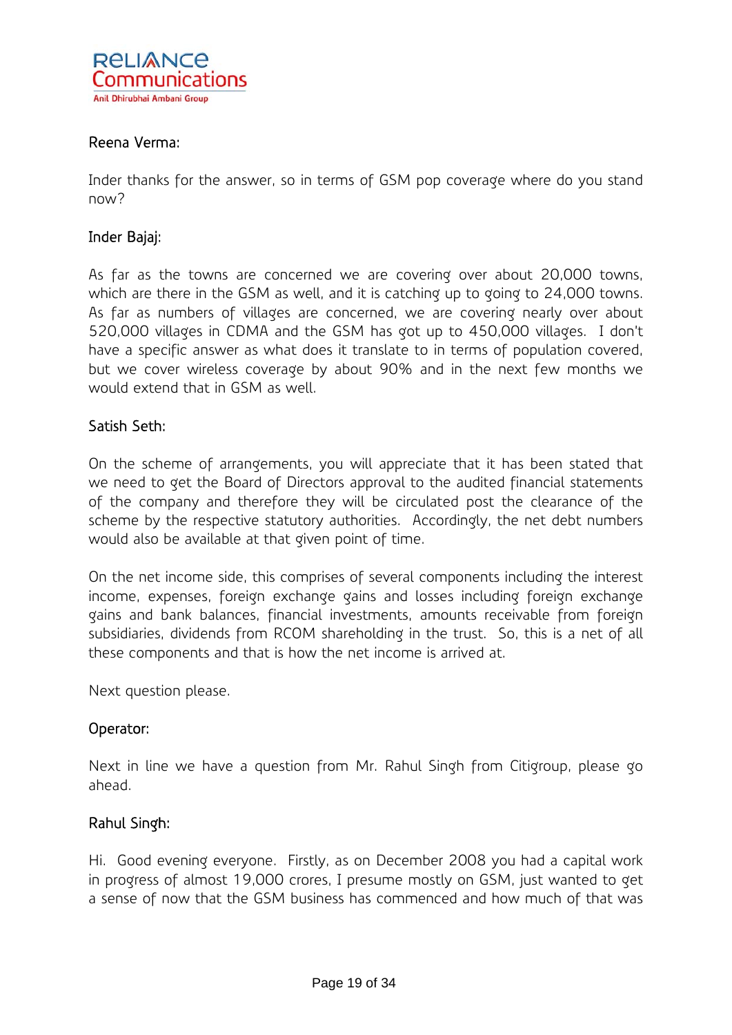Reena Verma:

Inder thanks for the answer, so in terms of GSM pop coverage where do you stand now?

Inder Bajaj:

As far as the towns are concerned we are covering over about 20,000 towns, which are there in the GSM as well, and it is catching up to going to 24,000 towns. As far as numbers of villages are concerned, we are covering nearly over about 520,000 villages in CDMA and the GSM has got up to 450,000 villages. I don't have a specific answer as what does it translate to in terms of population covered, but we cover wireless coverage by about 90% and in the next few months we would extend that in GSM as well.

Satish Seth:

On the scheme of arrangements, you will appreciate that it has been stated that we need to get the Board of Directors approval to the audited financial statements of the company and therefore they will be circulated post the clearance of the scheme by the respective statutory authorities. Accordingly, the net debt numbers would also be available at that given point of time.

On the net income side, this comprises of several components including the interest income, expenses, foreign exchange gains and losses including foreign exchange gains and bank balances, financial investments, amounts receivable from foreign subsidiaries, dividends from RCOM shareholding in the trust. So, this is a net of all these components and that is how the net income is arrived at.

Next question please.

Operator:

Next in line we have a question from Mr. Rahul Singh from Citigroup, please go ahead.

Rahul Singh:

Hi. Good evening everyone. Firstly, as on December 2008 you had a capital work in progress of almost 19,000 crores, I presume mostly on GSM, just wanted to get a sense of now that the GSM business has commenced and how much of that was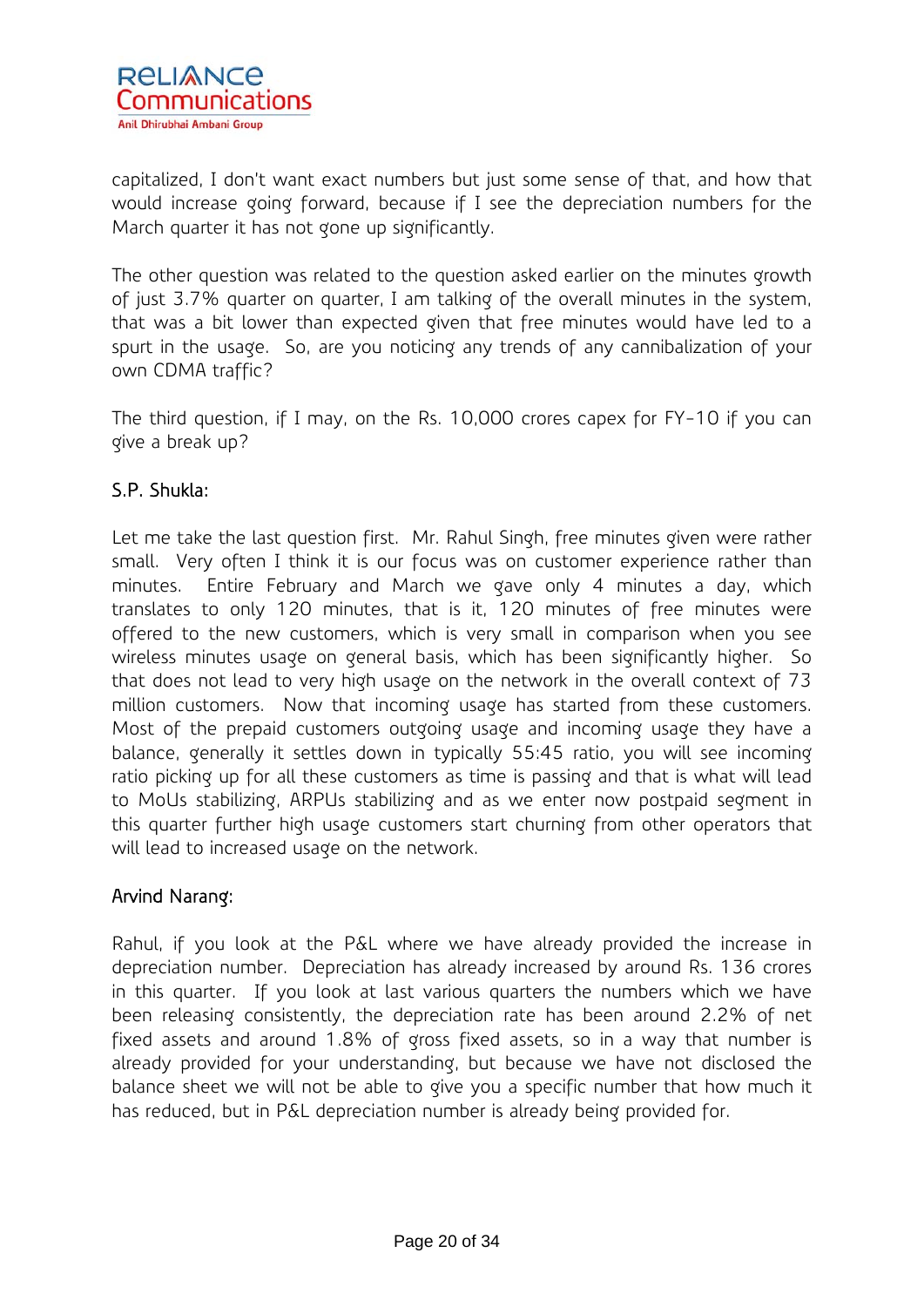capitalized, I don't want exact numbers but just some sense of that, and how that would increase going forward, because if I see the depreciation numbers for the March quarter it has not gone up significantly.

The other question was related to the question asked earlier on the minutes growth of just 3.7% quarter on quarter, I am talking of the overall minutes in the system, that was a bit lower than expected given that free minutes would have led to a spurt in the usage. So, are you noticing any trends of any cannibalization of your own CDMA traffic?

The third question, if I may, on the Rs. 10,000 crores capex for FY-10 if you can give a break up?

**S.P. Shukla:**

Let me take the last question first. Mr. Rahul Singh, free minutes given were rather small. Very often I think it is our focus was on customer experience rather than minutes. Entire February and March we gave only 4 minutes a day, which translates to only 120 minutes, that is it, 120 minutes of free minutes were offered to the new customers, which is very small in comparison when you see wireless minutes usage on general basis, which has been significantly higher. So that does not lead to very high usage on the network in the overall context of 73 million customers. Now that incoming usage has started from these customers. Most of the prepaid customers outgoing usage and incoming usage they have a balance, generally it settles down in typically 55:45 ratio, you will see incoming ratio picking up for all these customers as time is passing and that is what will lead to MoUs stabilizing, ARPUs stabilizing and as we enter now postpaid segment in this quarter further high usage customers start churning from other operators that will lead to increased usage on the network.

**Arvind Narang:**

Rahul, if you look at the P&L where we have already provided the increase in depreciation number. Depreciation has already increased by around Rs. 136 crores in this quarter. If you look at last various quarters the numbers which we have been releasing consistently, the depreciation rate has been around 2.2% of net fixed assets and around 1.8% of gross fixed assets, so in a way that number is already provided for your understanding, but because we have not disclosed the balance sheet we will not be able to give you a specific number that how much it has reduced, but in P&L depreciation number is already being provided for.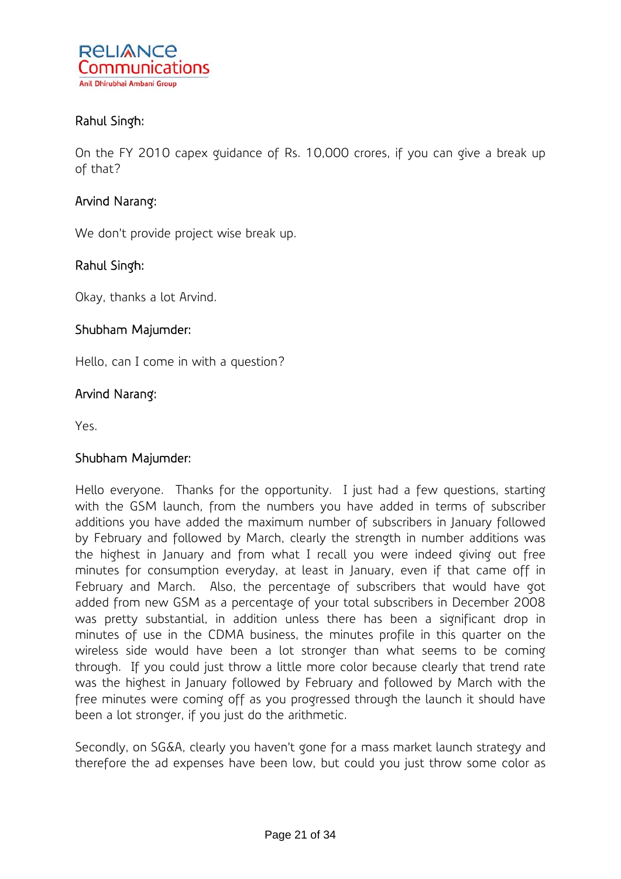Rahul Singh:

On the FY 2010 capex guidance of Rs. 10,000 crores, if you can give a break up of that?

Arvind Narang:

We don't provide project wise break up.

Rahul Singh:

Okay, thanks a lot Arvind.

Shubham Majumder:

Hello, can I come in with a question?

Arvind Narang:

Yes.

Shubham Majumder:

Hello everyone. Thanks for the opportunity. I just had a few questions, starting with the GSM launch, from the numbers you have added in terms of subscriber additions you have added the maximum number of subscribers in January followed by February and followed by March, clearly the strength in number additions was the highest in January and from what I recall you were indeed giving out free minutes for consumption everyday, at least in January, even if that came off in February and March. Also, the percentage of subscribers that would have got added from new GSM as a percentage of your total subscribers in December 2008 was pretty substantial, in addition unless there has been a significant drop in minutes of use in the CDMA business, the minutes profile in this quarter on the wireless side would have been a lot stronger than what seems to be coming through. If you could just throw a little more color because clearly that trend rate was the highest in January followed by February and followed by March with the free minutes were coming off as you progressed through the launch it should have been a lot stronger, if you just do the arithmetic.

Secondly, on SG&A, clearly you haven't gone for a mass market launch strategy and therefore the ad expenses have been low, but could you just throw some color as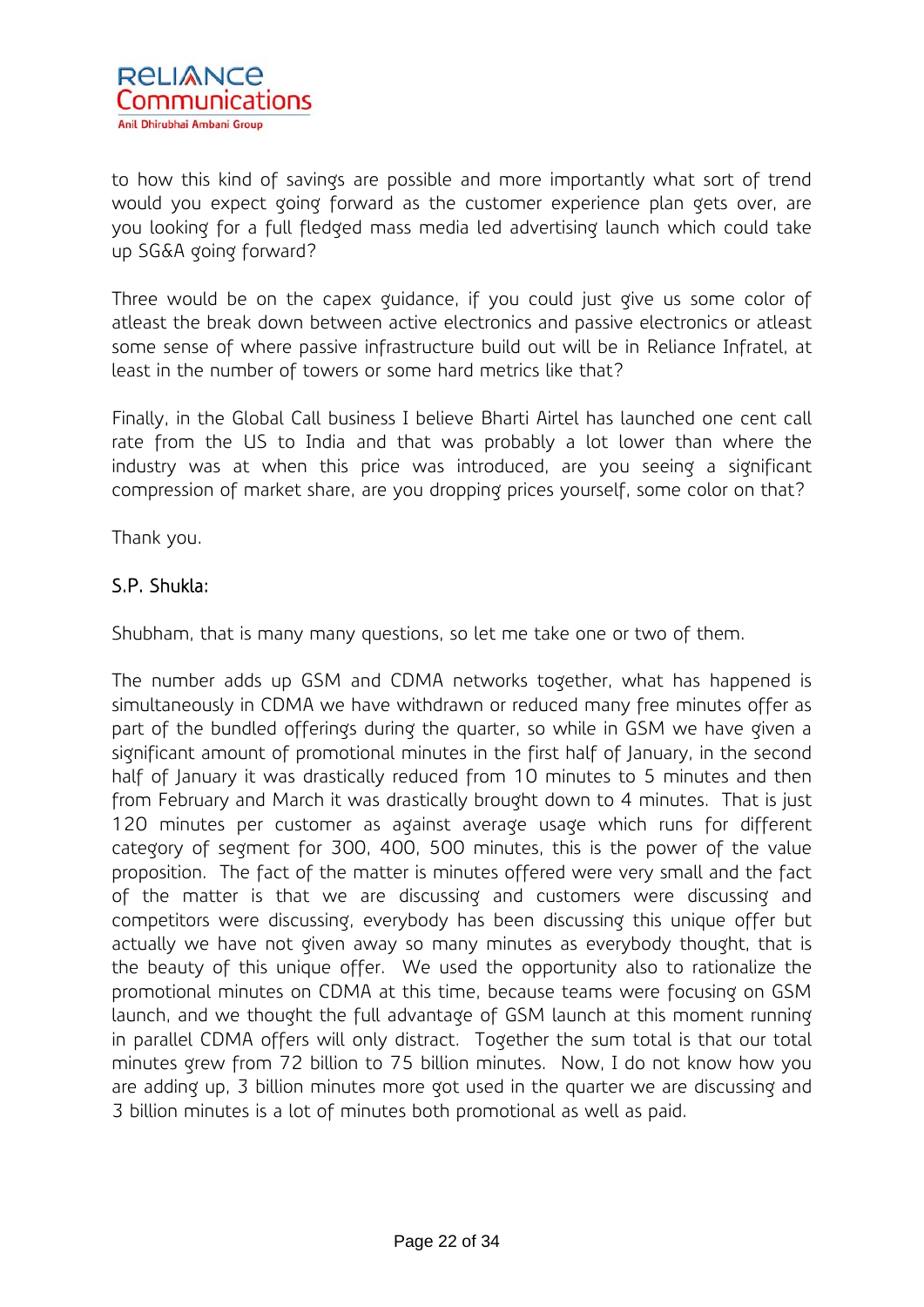to how this kind of savings are possible and more importantly what sort of trend would you expect going forward as the customer experience plan gets over, are you looking for a full fledged mass media led advertising launch which could take up SG&A going forward?

Three would be on the capex guidance, if you could just give us some color of atleast the break down between active electronics and passive electronics or atleast some sense of where passive infrastructure build out will be in Reliance Infratel, at least in the number of towers or some hard metrics like that?

Finally, in the Global Call business I believe Bharti Airtel has launched one cent call rate from the US to India and that was probably a lot lower than where the industry was at when this price was introduced, are you seeing a significant compression of market share, are you dropping prices yourself, some color on that?

Thank you.

S.P. Shukla:

Shubham, that is many many questions, so let me take one or two of them.

The number adds up GSM and CDMA networks together, what has happened is simultaneously in CDMA we have withdrawn or reduced many free minutes offer as part of the bundled offerings during the quarter, so while in GSM we have given a significant amount of promotional minutes in the first half of January, in the second half of January it was drastically reduced from 10 minutes to 5 minutes and then from February and March it was drastically brought down to 4 minutes. That is just 120 minutes per customer as against average usage which runs for different category of segment for 300, 400, 500 minutes, this is the power of the value proposition. The fact of the matter is minutes offered were very small and the fact of the matter is that we are discussing and customers were discussing and competitors were discussing, everybody has been discussing this unique offer but actually we have not given away so many minutes as everybody thought, that is the beauty of this unique offer. We used the opportunity also to rationalize the promotional minutes on CDMA at this time, because teams were focusing on GSM launch, and we thought the full advantage of GSM launch at this moment running in parallel CDMA offers will only distract. Together the sum total is that our total minutes grew from 72 billion to 75 billion minutes. Now, I do not know how you are adding up, 3 billion minutes more got used in the quarter we are discussing and 3 billion minutes is a lot of minutes both promotional as well as paid.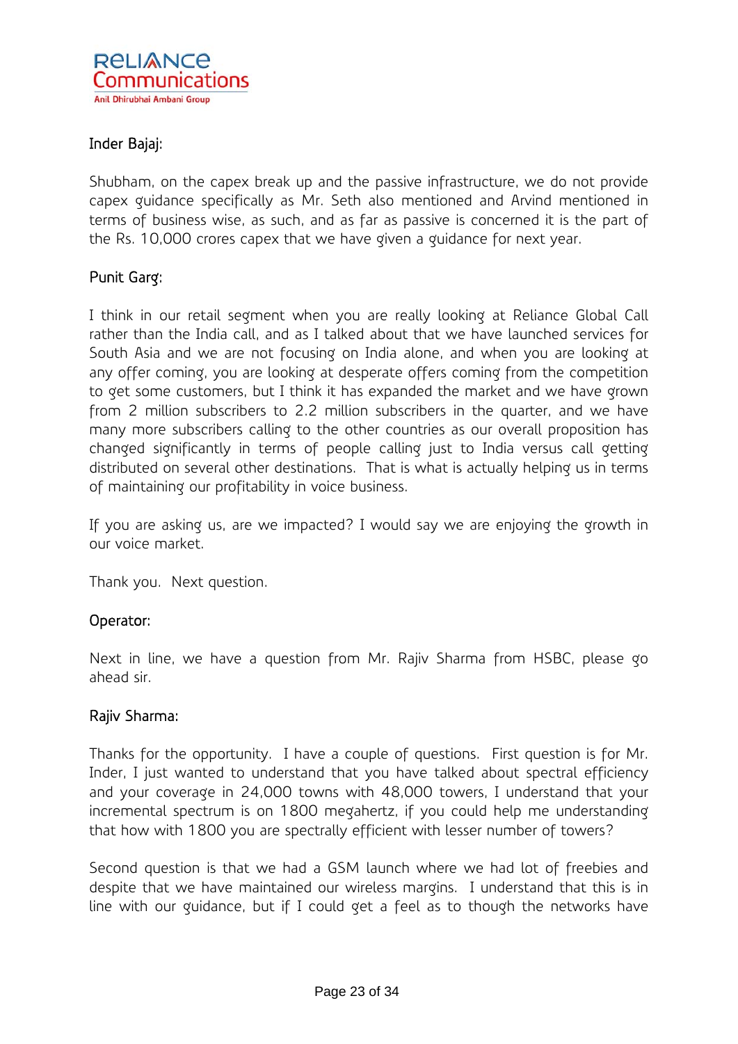**Inder Bajaj:**

Shubham, on the capex break up and the passive infrastructure, we do not provide capex guidance specifically as Mr. Seth also mentioned and Arvind mentioned in terms of business wise, as such, and as far as passive is concerned it is the part of the Rs. 10,000 crores capex that we have given a guidance for next year.

**Punit Garg:**

I think in our retail segment when you are really looking at Reliance Global Call rather than the India call, and as I talked about that we have launched services for South Asia and we are not focusing on India alone, and when you are looking at any offer coming, you are looking at desperate offers coming from the competition to get some customers, but I think it has expanded the market and we have grown from 2 million subscribers to 2.2 million subscribers in the quarter, and we have many more subscribers calling to the other countries as our overall proposition has changed significantly in terms of people calling just to India versus call getting distributed on several other destinations. That is what is actually helping us in terms of maintaining our profitability in voice business.

If you are asking us, are we impacted? I would say we are enjoying the growth in our voice market.

Thank you. Next question.

**Operator:**

Next in line, we have a question from Mr. Rajiv Sharma from HSBC, please go ahead sir.

**Rajiv Sharma:**

Thanks for the opportunity. I have a couple of questions. First question is for Mr. Inder, I just wanted to understand that you have talked about spectral efficiency and your coverage in 24,000 towns with 48,000 towers, I understand that your incremental spectrum is on 1800 megahertz, if you could help me understanding that how with 1800 you are spectrally efficient with lesser number of towers?

Second question is that we had a GSM launch where we had lot of freebies and despite that we have maintained our wireless margins. I understand that this is in line with our guidance, but if I could get a feel as to though the networks have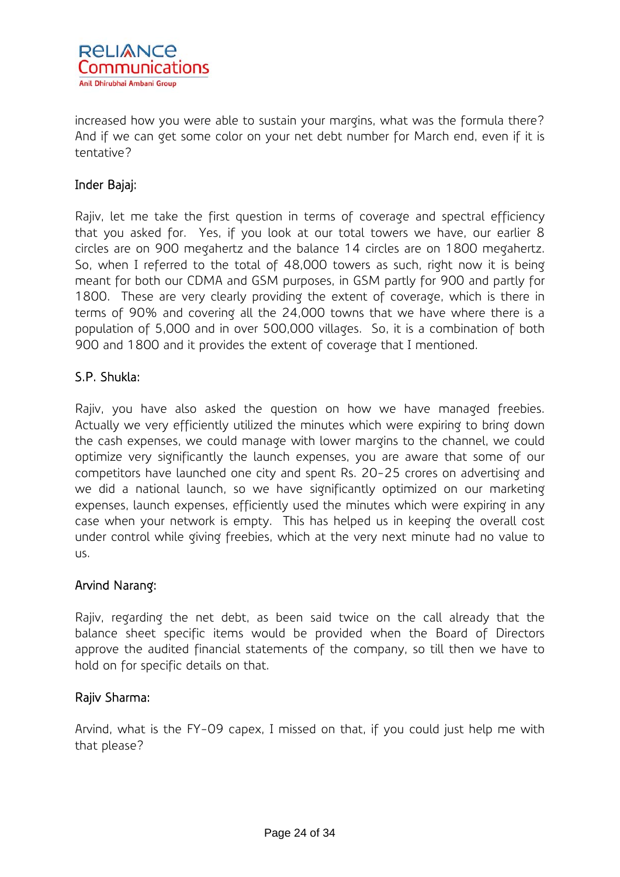increased how you were able to sustain your margins, what was the formula there? And if we can get some color on your net debt number for March end, even if it is tentative?

**Inder Bajaj:**

Rajiv, let me take the first question in terms of coverage and spectral efficiency that you asked for. Yes, if you look at our total towers we have, our earlier 8 circles are on 900 megahertz and the balance 14 circles are on 1800 megahertz. So, when I referred to the total of 48,000 towers as such, right now it is being meant for both our CDMA and GSM purposes, in GSM partly for 900 and partly for 1800. These are very clearly providing the extent of coverage, which is there in terms of 90% and covering all the 24,000 towns that we have where there is a population of 5,000 and in over 500,000 villages. So, it is a combination of both 900 and 1800 and it provides the extent of coverage that I mentioned.

**S.P. Shukla:**

Rajiv, you have also asked the question on how we have managed freebies. Actually we very efficiently utilized the minutes which were expiring to bring down the cash expenses, we could manage with lower margins to the channel, we could optimize very significantly the launch expenses, you are aware that some of our competitors have launched one city and spent Rs. 20-25 crores on advertising and we did a national launch, so we have significantly optimized on our marketing expenses, launch expenses, efficiently used the minutes which were expiring in any case when your network is empty. This has helped us in keeping the overall cost under control while giving freebies, which at the very next minute had no value to us.

**Arvind Narang:**

Rajiv, regarding the net debt, as been said twice on the call already that the balance sheet specific items would be provided when the Board of Directors approve the audited financial statements of the company, so till then we have to hold on for specific details on that.

**Rajiv Sharma:**

Arvind, what is the FY-09 capex, I missed on that, if you could just help me with that please?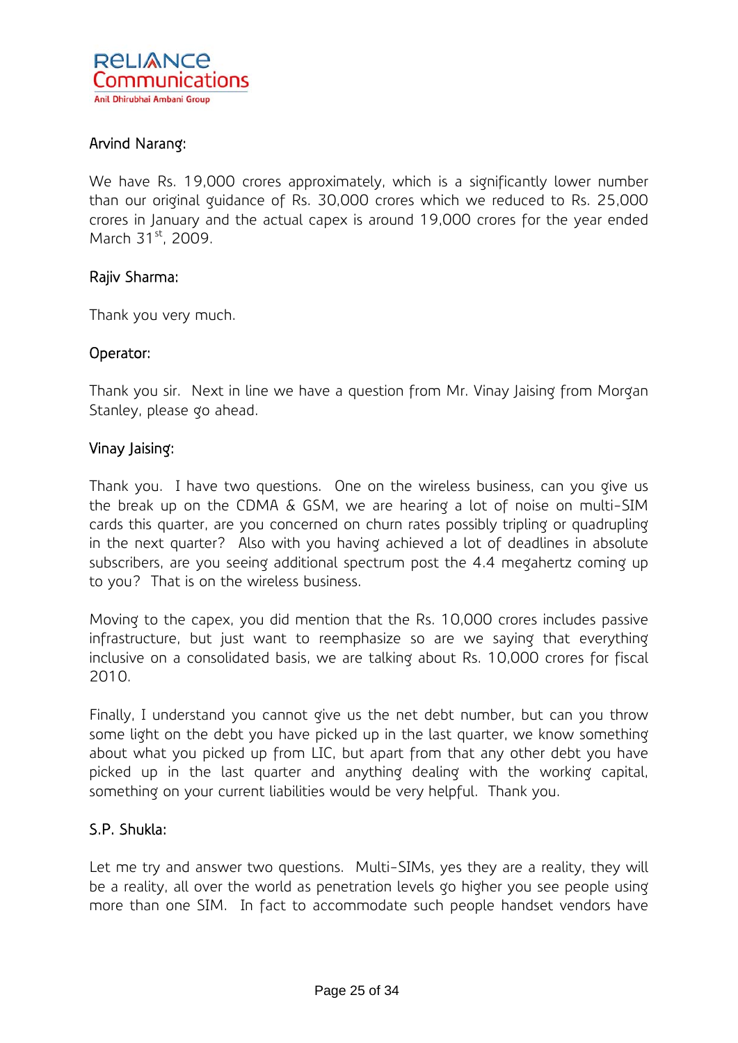Arvind Narang:

We have Rs. 19,000 crores approximately, which is a significantly lower number than our original guidance of Rs. 30,000 crores which we reduced to Rs. 25,000 crores in January and the actual capex is around 19,000 crores for the year ended March 31st, 2009.

Rajiv Sharma:

Thank you very much.

Operator:

Thank you sir. Next in line we have a question from Mr. Vinay Jaising from Morgan Stanley, please go ahead.

Vinay Jaising:

Thank you. I have two questions. One on the wireless business, can you give us the break up on the CDMA & GSM, we are hearing a lot of noise on multi-SIM cards this quarter, are you concerned on churn rates possibly tripling or quadrupling in the next quarter? Also with you having achieved a lot of deadlines in absolute subscribers, are you seeing additional spectrum post the 4.4 megahertz coming up to you? That is on the wireless business.

Moving to the capex, you did mention that the Rs. 10,000 crores includes passive infrastructure, but just want to reemphasize so are we saying that everything inclusive on a consolidated basis, we are talking about Rs. 10,000 crores for fiscal 2010.

Finally, I understand you cannot give us the net debt number, but can you throw some light on the debt you have picked up in the last quarter, we know something about what you picked up from LIC, but apart from that any other debt you have picked up in the last quarter and anything dealing with the working capital, something on your current liabilities would be very helpful. Thank you.

S.P. Shukla:

Let me try and answer two questions. Multi-SIMs, yes they are a reality, they will be a reality, all over the world as penetration levels go higher you see people using more than one SIM. In fact to accommodate such people handset vendors have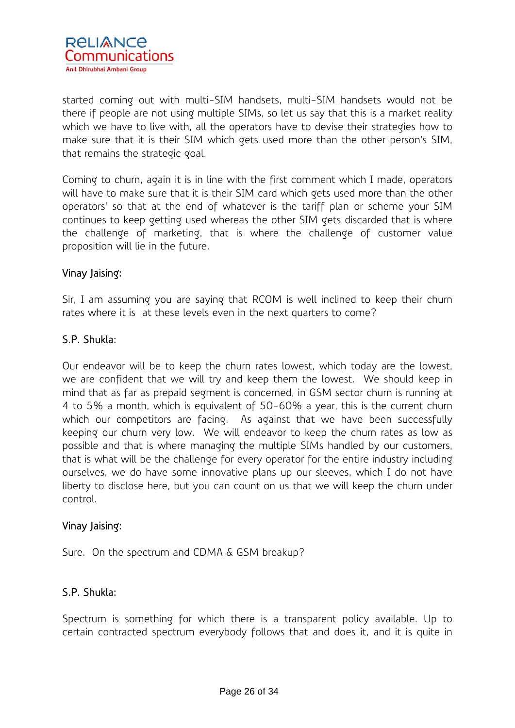started coming out with multi-SIM handsets, multi-SIM handsets would not be there if people are not using multiple SIMs, so let us say that this is a market reality which we have to live with, all the operators have to devise their strategies how to make sure that it is their SIM which gets used more than the other person's SIM, that remains the strategic goal.

Coming to churn, again it is in line with the first comment which I made, operators will have to make sure that it is their SIM card which gets used more than the other operators' so that at the end of whatever is the tariff plan or scheme your SIM continues to keep getting used whereas the other SIM gets discarded that is where the challenge of marketing, that is where the challenge of customer value proposition will lie in the future.

Vinay Jaising:

Sir, I am assuming you are saying that RCOM is well inclined to keep their churn rates where it is at these levels even in the next quarters to come?

S.P. Shukla:

Our endeavor will be to keep the churn rates lowest, which today are the lowest, we are confident that we will try and keep them the lowest. We should keep in mind that as far as prepaid segment is concerned, in GSM sector churn is running at 4 to 5% a month, which is equivalent of 50-60% a year, this is the current churn which our competitors are facing. As against that we have been successfully keeping our churn very low. We will endeavor to keep the churn rates as low as possible and that is where managing the multiple SIMs handled by our customers, that is what will be the challenge for every operator for the entire industry including ourselves, we do have some innovative plans up our sleeves, which I do not have liberty to disclose here, but you can count on us that we will keep the churn under control.

Vinay Jaising:

Sure. On the spectrum and CDMA & GSM breakup?

S.P. Shukla:

Spectrum is something for which there is a transparent policy available. Up to certain contracted spectrum everybody follows that and does it, and it is quite in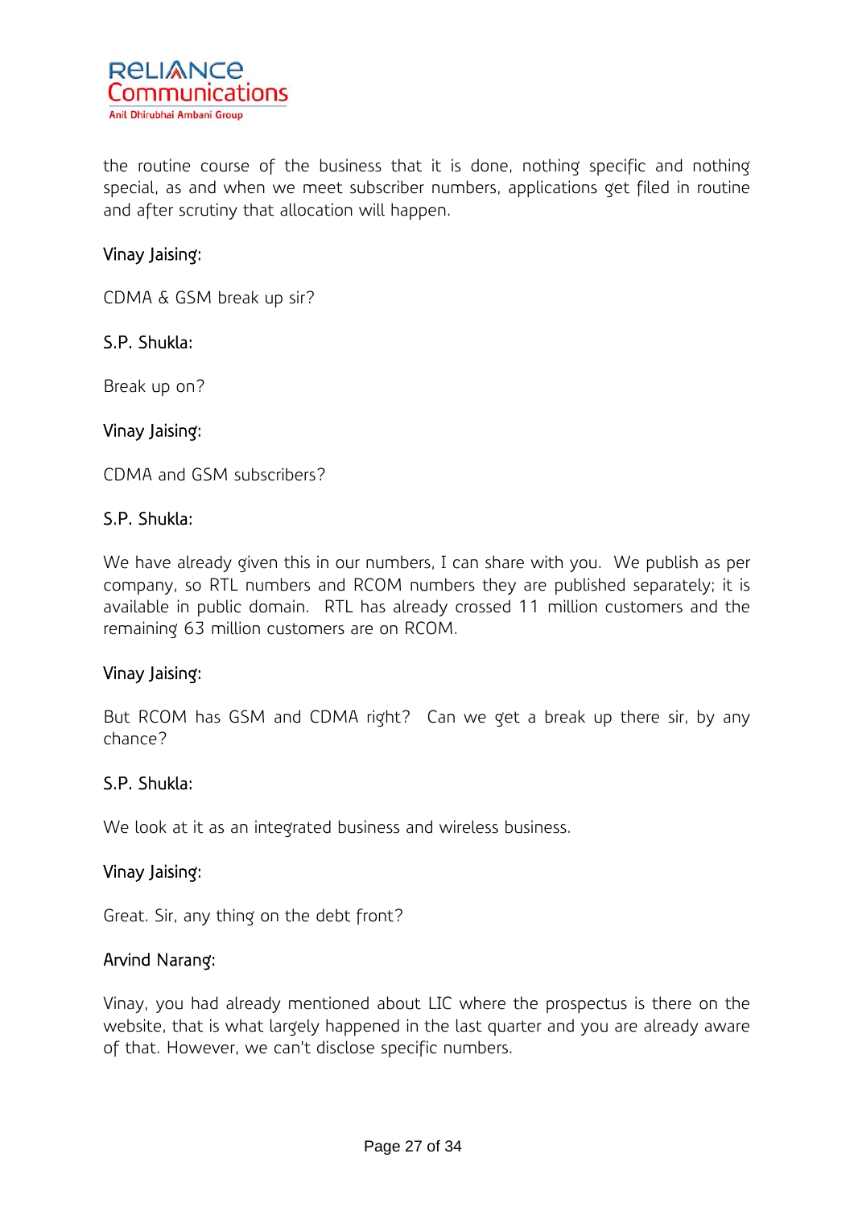the routine course of the business that it is done, nothing specific and nothing special, as and when we meet subscriber numbers, applications get filed in routine and after scrutiny that allocation will happen.

Vinay Jaising:

CDMA & GSM break up sir?

S.P. Shukla:

Break up on?

Vinay Jaising:

CDMA and GSM subscribers?

S.P. Shukla:

We have already given this in our numbers, I can share with you. We publish as per company, so RTL numbers and RCOM numbers they are published separately; it is available in public domain. RTL has already crossed 11 million customers and the remaining 63 million customers are on RCOM.

Vinay Jaising:

But RCOM has GSM and CDMA right? Can we get a break up there sir, by any chance?

S.P. Shukla:

We look at it as an integrated business and wireless business.

Vinay Jaising:

Great. Sir, any thing on the debt front?

Arvind Narang:

Vinay, you had already mentioned about LIC where the prospectus is there on the website, that is what largely happened in the last quarter and you are already aware of that. However, we can't disclose specific numbers.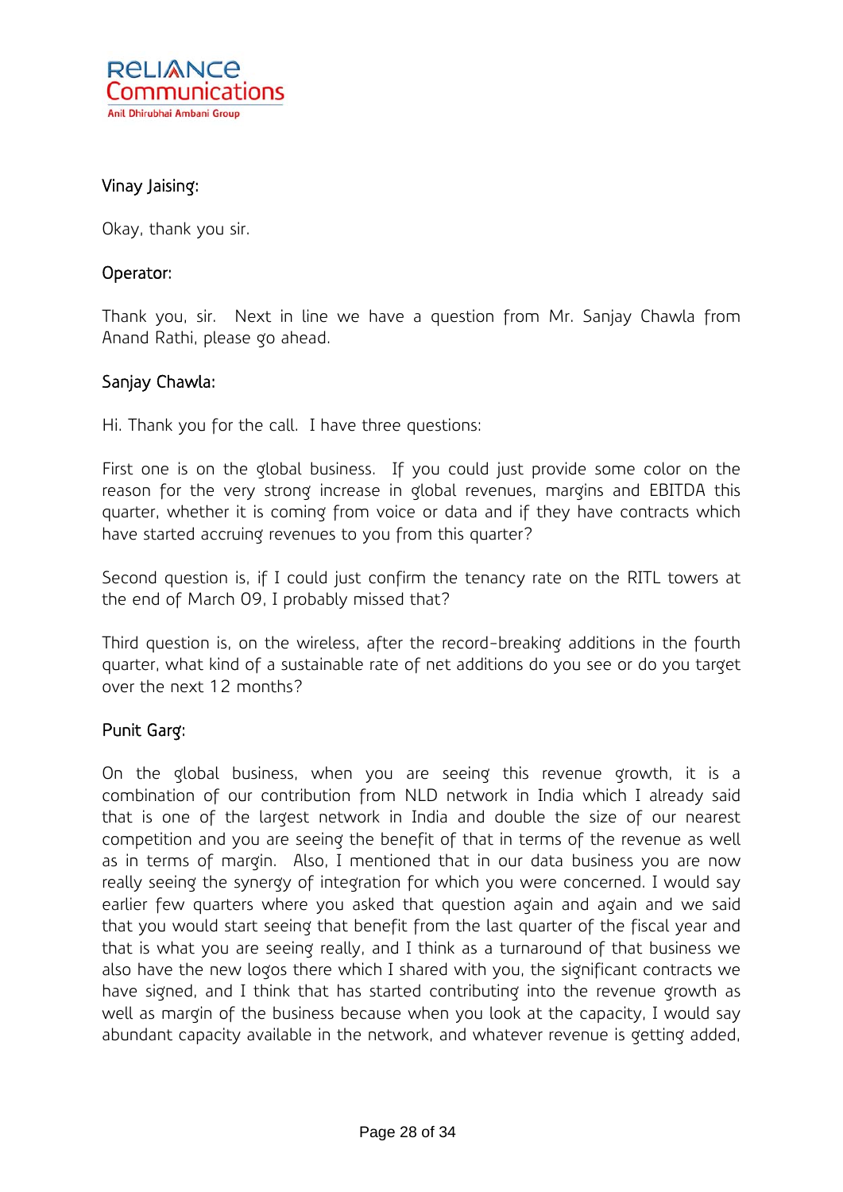**Vinay Jaising:**

Okay, thank you sir.

**Operator:**

Thank you, sir. Next in line we have a question from Mr. Sanjay Chawla from Anand Rathi, please go ahead.

**Sanjay Chawla:**

Hi. Thank you for the call. I have three questions:

First one is on the global business. If you could just provide some color on the reason for the very strong increase in global revenues, margins and EBITDA this quarter, whether it is coming from voice or data and if they have contracts which have started accruing revenues to you from this quarter?

Second question is, if I could just confirm the tenancy rate on the RITL towers at the end of March 09, I probably missed that?

Third question is, on the wireless, after the record-breaking additions in the fourth quarter, what kind of a sustainable rate of net additions do you see or do you target over the next 12 months?

**Punit Garg:**

On the global business, when you are seeing this revenue growth, it is a combination of our contribution from NLD network in India which I already said that is one of the largest network in India and double the size of our nearest competition and you are seeing the benefit of that in terms of the revenue as well as in terms of margin. Also, I mentioned that in our data business you are now really seeing the synergy of integration for which you were concerned. I would say earlier few quarters where you asked that question again and again and we said that you would start seeing that benefit from the last quarter of the fiscal year and that is what you are seeing really, and I think as a turnaround of that business we also have the new logos there which I shared with you, the significant contracts we have signed, and I think that has started contributing into the revenue growth as well as margin of the business because when you look at the capacity, I would say abundant capacity available in the network, and whatever revenue is getting added,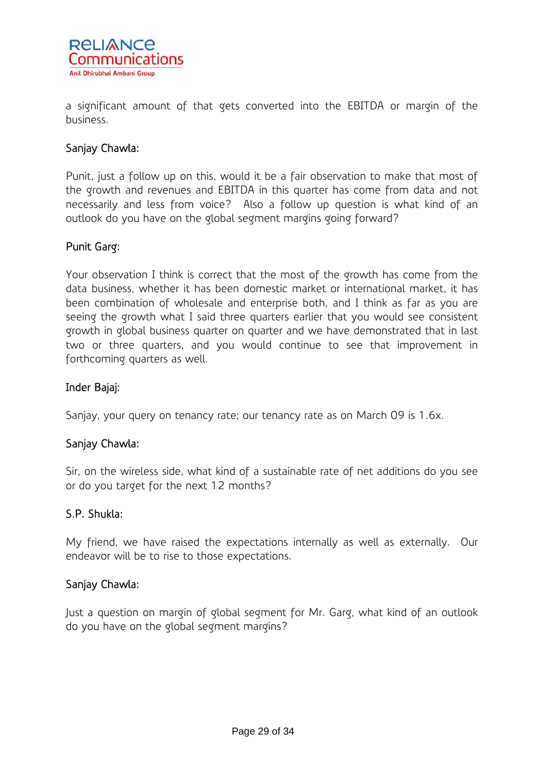a significant amount of that gets converted into the EBITDA or margin of the business.

Sanjay Chawla:

Punit, just a follow up on this, would it be a fair observation to make that most of the growth and revenues and EBITDA in this quarter has come from data and not necessarily and less from voice? Also a follow up question is what kind of an outlook do you have on the global segment margins going forward?

Punit Garg:

Your observation I think is correct that the most of the growth has come from the data business, whether it has been domestic market or international market, it has been combination of wholesale and enterprise both, and I think as far as you are seeing the growth what I said three quarters earlier that you would see consistent growth in global business quarter on quarter and we have demonstrated that in last two or three quarters, and you would continue to see that improvement in forthcoming quarters as well.

Inder Bajaj:

Sanjay, your query on tenancy rate; our tenancy rate as on March 09 is 1.6x.

Sanjay Chawla:

Sir, on the wireless side, what kind of a sustainable rate of net additions do you see or do you target for the next 12 months?

S.P. Shukla:

My friend, we have raised the expectations internally as well as externally. Our endeavor will be to rise to those expectations.

Sanjay Chawla:

Just a question on margin of global segment for Mr. Garg, what kind of an outlook do you have on the global segment margins?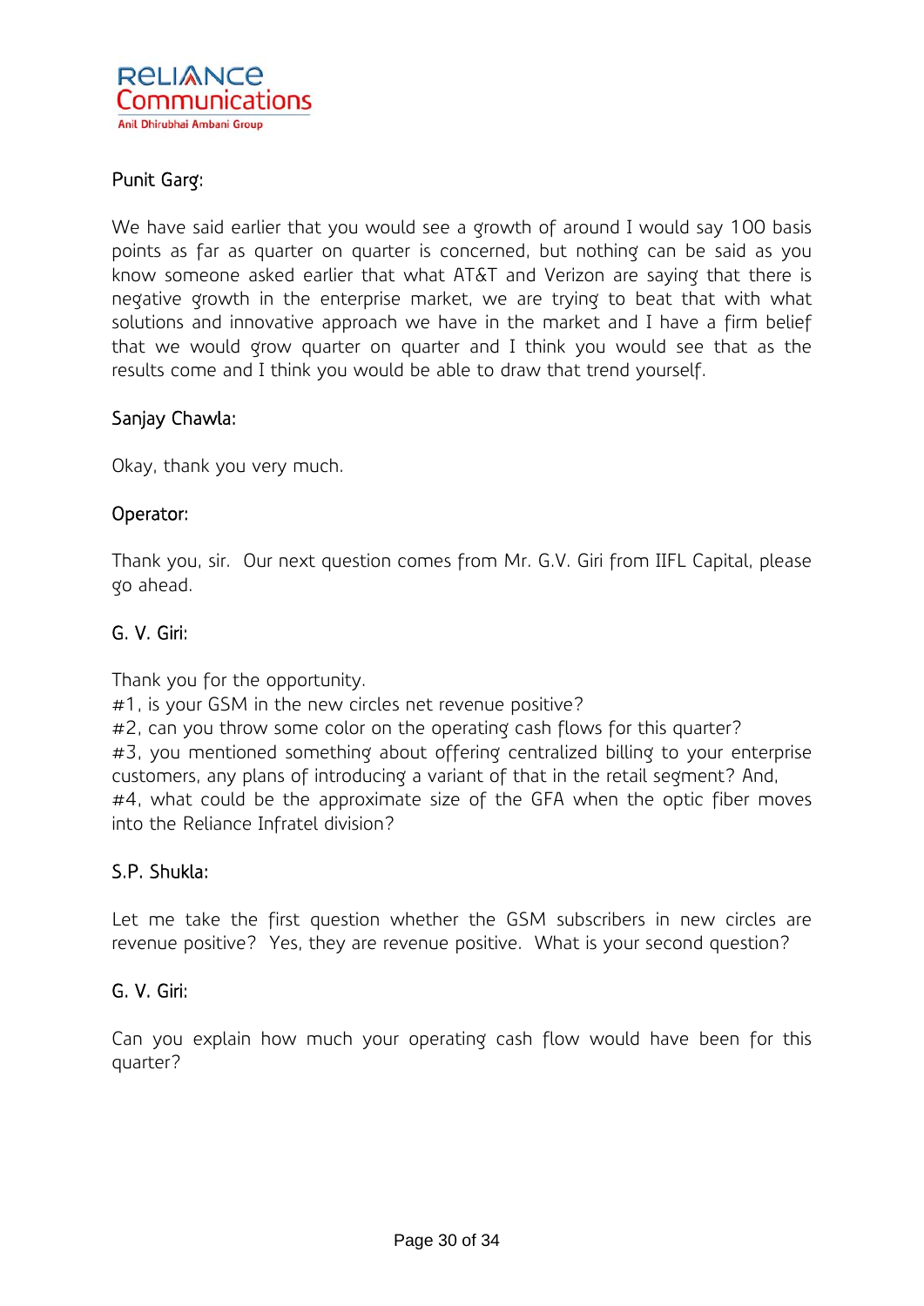Punit Garg:

We have said earlier that you would see a growth of around I would say 100 basis points as far as quarter on quarter is concerned, but nothing can be said as you know someone asked earlier that what AT&T and Verizon are saying that there is negative growth in the enterprise market, we are trying to beat that with what solutions and innovative approach we have in the market and I have a firm belief that we would grow quarter on quarter and I think you would see that as the results come and I think you would be able to draw that trend yourself.

Sanjay Chawla:

Okay, thank you very much.

Operator:

Thank you, sir. Our next question comes from Mr. G.V. Giri from IIFL Capital, please go ahead.

G. V. Giri:

Thank you for the opportunity.
#1, is your GSM in the new circles net revenue positive?
#2, can you throw some color on the operating cash flows for this quarter?
#3, you mentioned something about offering centralized billing to your enterprise customers, any plans of introducing a variant of that in the retail segment? And,
#4, what could be the approximate size of the GFA when the optic fiber moves into the Reliance Infratel division?

S.P. Shukla:

Let me take the first question whether the GSM subscribers in new circles are revenue positive? Yes, they are revenue positive. What is your second question?

G. V. Giri:

Can you explain how much your operating cash flow would have been for this quarter?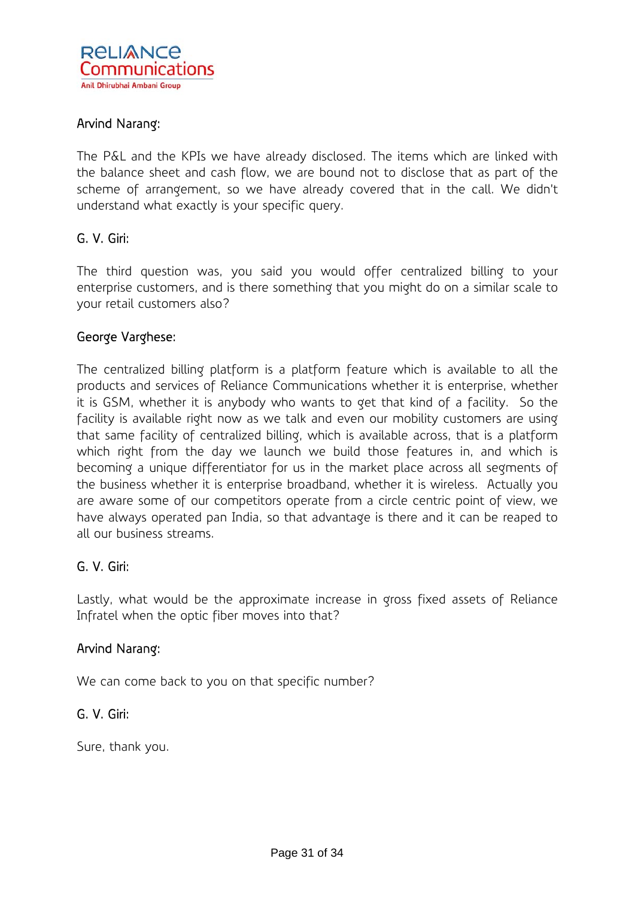Arvind Narang:

The P&L and the KPIs we have already disclosed. The items which are linked with the balance sheet and cash flow, we are bound not to disclose that as part of the scheme of arrangement, so we have already covered that in the call. We didn't understand what exactly is your specific query.

G. V. Giri:

The third question was, you said you would offer centralized billing to your enterprise customers, and is there something that you might do on a similar scale to your retail customers also?

George Varghese:

The centralized billing platform is a platform feature which is available to all the products and services of Reliance Communications whether it is enterprise, whether it is GSM, whether it is anybody who wants to get that kind of a facility.  So the facility is available right now as we talk and even our mobility customers are using that same facility of centralized billing, which is available across, that is a platform which right from the day we launch we build those features in, and which is becoming a unique differentiator for us in the market place across all segments of the business whether it is enterprise broadband, whether it is wireless.  Actually you are aware some of our competitors operate from a circle centric point of view, we have always operated pan India, so that advantage is there and it can be reaped to all our business streams.

G. V. Giri:

Lastly, what would be the approximate increase in gross fixed assets of Reliance Infratel when the optic fiber moves into that?

Arvind Narang:

We can come back to you on that specific number?

G. V. Giri:

Sure, thank you.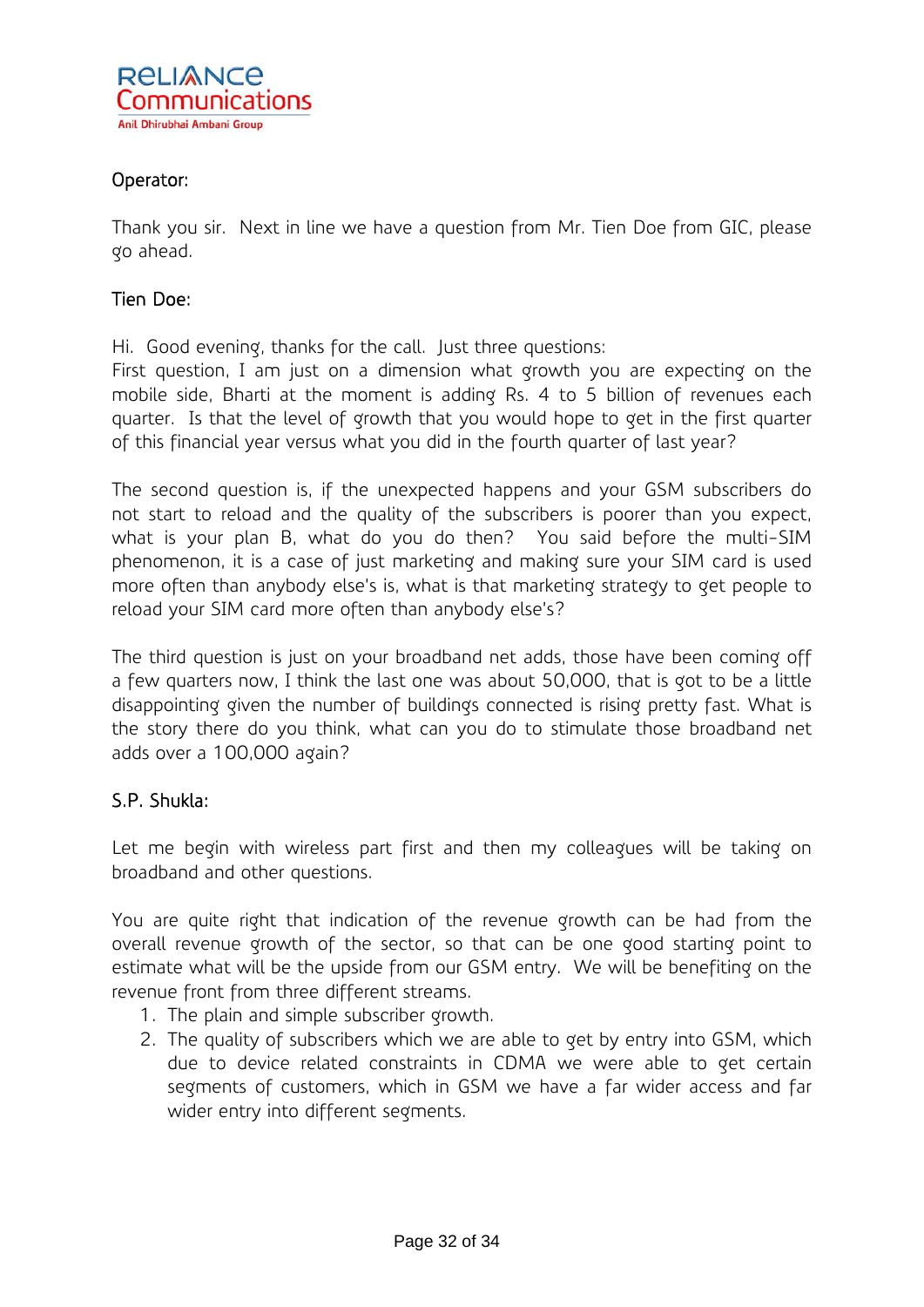Operator:

Thank you sir. Next in line we have a question from Mr. Tien Doe from GIC, please go ahead.

Tien Doe:

Hi. Good evening, thanks for the call. Just three questions:
First question, I am just on a dimension what growth you are expecting on the mobile side, Bharti at the moment is adding Rs. 4 to 5 billion of revenues each quarter. Is that the level of growth that you would hope to get in the first quarter of this financial year versus what you did in the fourth quarter of last year?

The second question is, if the unexpected happens and your GSM subscribers do not start to reload and the quality of the subscribers is poorer than you expect, what is your plan B, what do you do then? You said before the multi-SIM phenomenon, it is a case of just marketing and making sure your SIM card is used more often than anybody else's is, what is that marketing strategy to get people to reload your SIM card more often than anybody else's?

The third question is just on your broadband net adds, those have been coming off a few quarters now, I think the last one was about 50,000, that is got to be a little disappointing given the number of buildings connected is rising pretty fast. What is the story there do you think, what can you do to stimulate those broadband net adds over a 100,000 again?

S.P. Shukla:

Let me begin with wireless part first and then my colleagues will be taking on broadband and other questions.

You are quite right that indication of the revenue growth can be had from the overall revenue growth of the sector, so that can be one good starting point to estimate what will be the upside from our GSM entry. We will be benefiting on the revenue front from three different streams.

1. The plain and simple subscriber growth.
2. The quality of subscribers which we are able to get by entry into GSM, which due to device related constraints in CDMA we were able to get certain segments of customers, which in GSM we have a far wider access and far wider entry into different segments.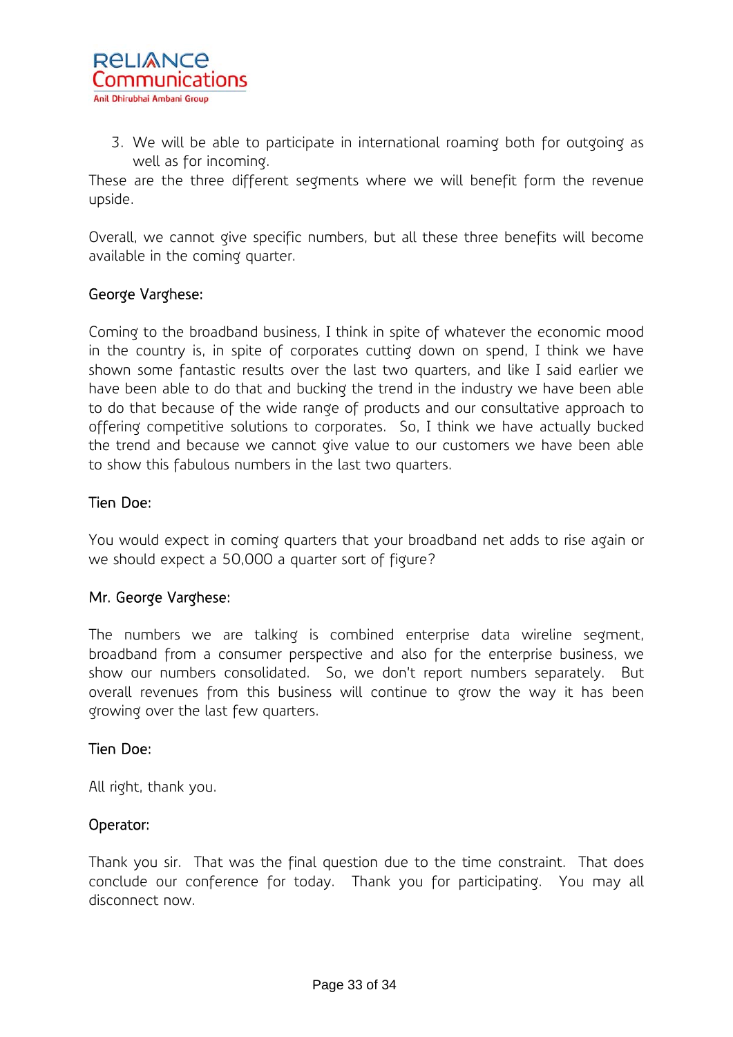3. We will be able to participate in international roaming both for outgoing as well as for incoming.

These are the three different segments where we will benefit form the revenue upside.

Overall, we cannot give specific numbers, but all these three benefits will become available in the coming quarter.

George Varghese:

Coming to the broadband business, I think in spite of whatever the economic mood in the country is, in spite of corporates cutting down on spend, I think we have shown some fantastic results over the last two quarters, and like I said earlier we have been able to do that and bucking the trend in the industry we have been able to do that because of the wide range of products and our consultative approach to offering competitive solutions to corporates. So, I think we have actually bucked the trend and because we cannot give value to our customers we have been able to show this fabulous numbers in the last two quarters.

Tien Doe:

You would expect in coming quarters that your broadband net adds to rise again or we should expect a 50,000 a quarter sort of figure?

Mr. George Varghese:

The numbers we are talking is combined enterprise data wireline segment, broadband from a consumer perspective and also for the enterprise business, we show our numbers consolidated. So, we don't report numbers separately. But overall revenues from this business will continue to grow the way it has been growing over the last few quarters.

Tien Doe:

All right, thank you.

Operator:

Thank you sir. That was the final question due to the time constraint. That does conclude our conference for today. Thank you for participating. You may all disconnect now.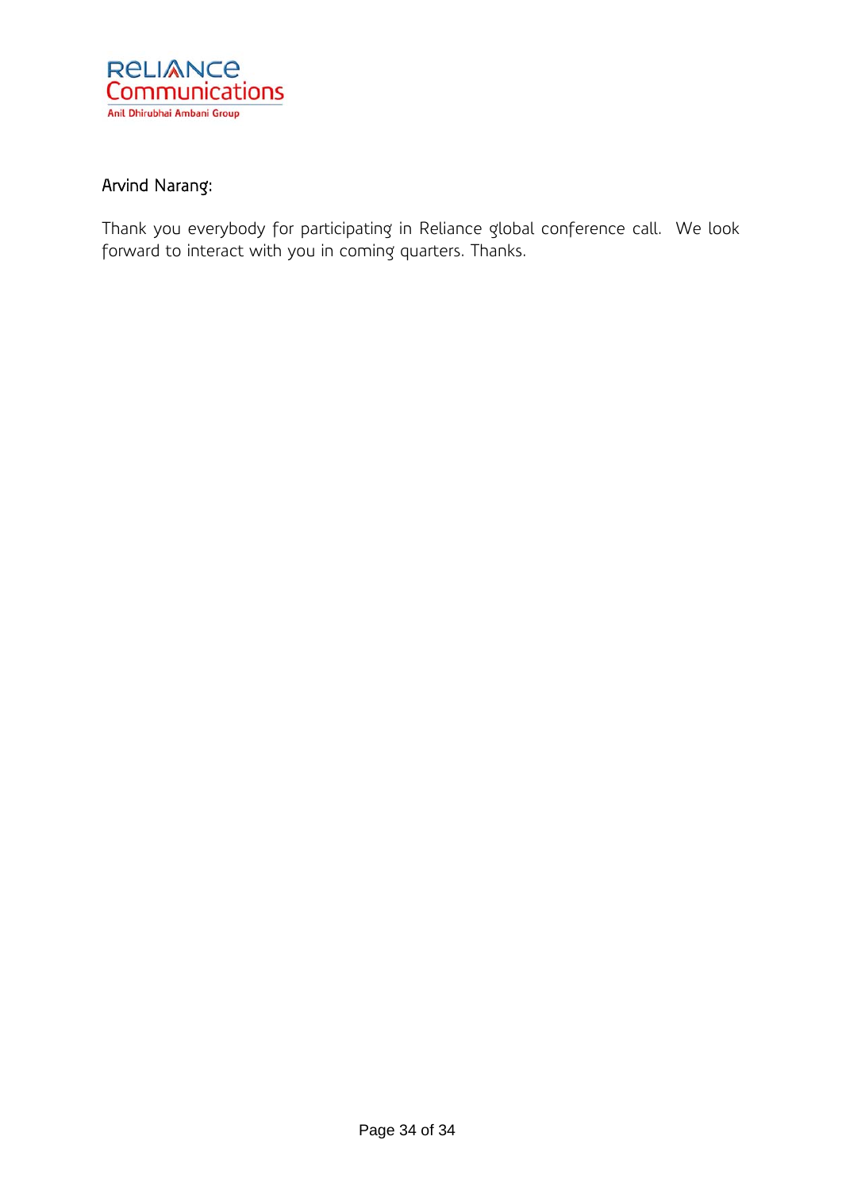Arvind Narang:

Thank you everybody for participating in Reliance global conference call. We look forward to interact with you in coming quarters. Thanks.